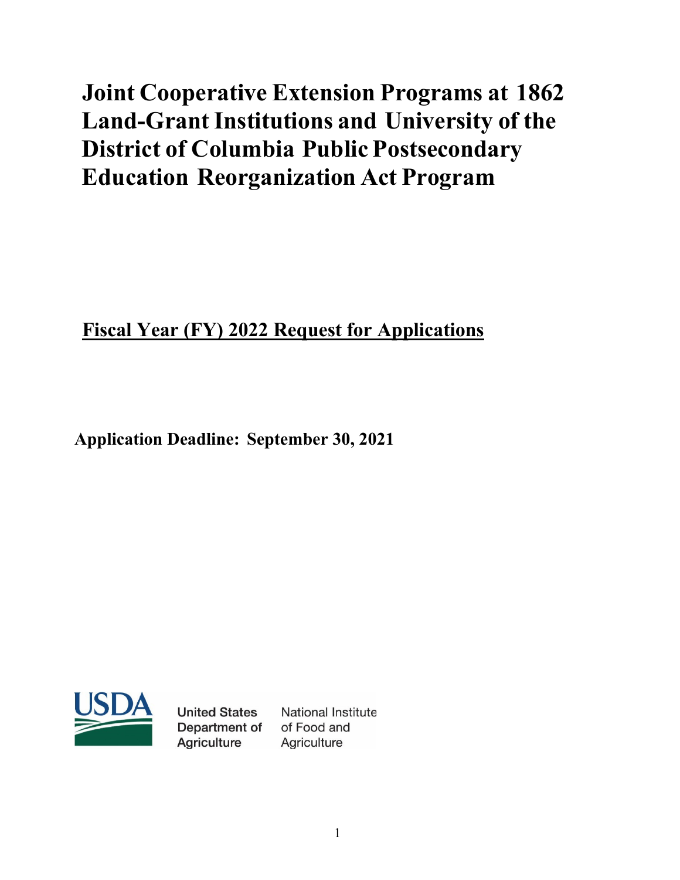# Joint Cooperative Extension Programs at 1862 Land-Grant Institutions and University of the District of Columbia Public Postsecondary Education Reorganization Act Program

## Fiscal Year (FY) 2022 Request for Applications

**Application Deadline: September 30, 2021**

United States Department of Agriculture

National Institute of Food and Agriculture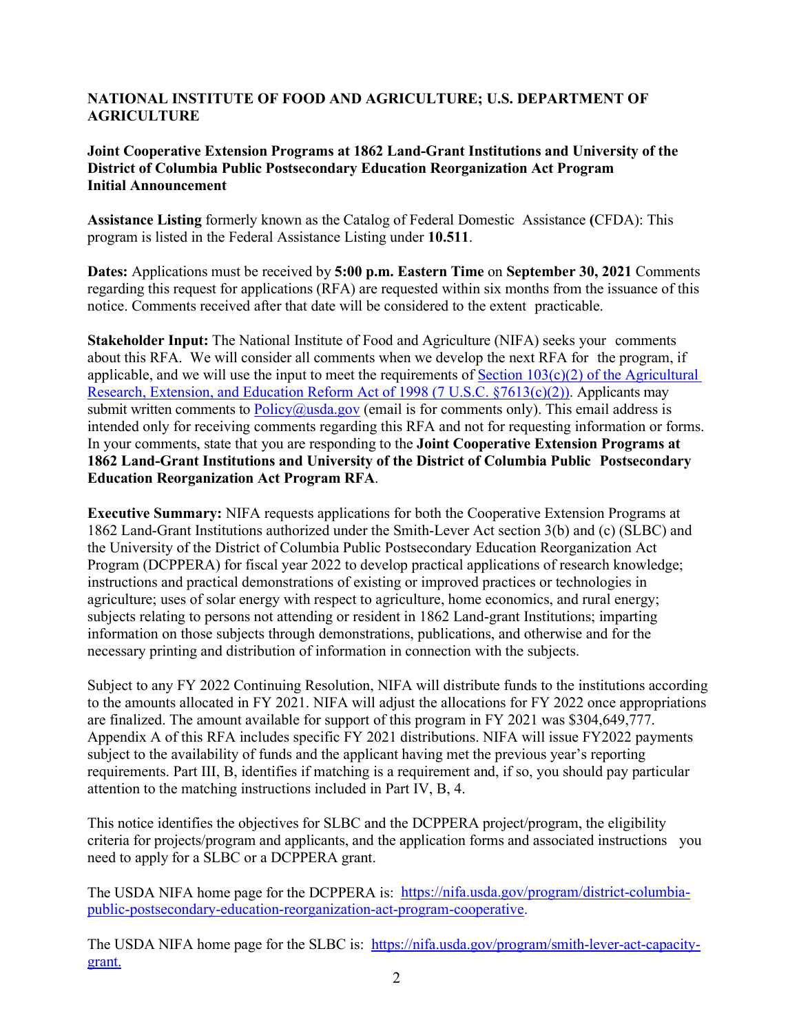**NATIONAL INSTITUTE OF FOOD AND AGRICULTURE; U.S. DEPARTMENT OF AGRICULTURE**

**Joint Cooperative Extension Programs at 1862 Land-Grant Institutions and University of the District of Columbia Public Postsecondary Education Reorganization Act Program Initial Announcement**

**Assistance Listing** formerly known as the Catalog of Federal Domestic Assistance **(**CFDA): This program is listed in the Federal Assistance Listing under **10.511**.

**Dates:** Applications must be received by **5:00 p.m. Eastern Time** on **September 30, 2021** Comments regarding this request for applications (RFA) are requested within six months from the issuance of this notice. Comments received after that date will be considered to the extent practicable.

**Stakeholder Input:** The National Institute of Food and Agriculture (NIFA) seeks your comments about this RFA. We will consider all comments when we develop the next RFA for the program, if applicable, and we will use the input to meet the requirements of [Section 103(c)(2) of the Agricultural Research, Extension, and Education Reform Act of 1998 (7 U.S.C. §7613(c)(2))](). Applicants may submit written comments to [Policy@usda.gov]() (email is for comments only). This email address is intended only for receiving comments regarding this RFA and not for requesting information or forms. In your comments, state that you are responding to the **Joint Cooperative Extension Programs at 1862 Land-Grant Institutions and University of the District of Columbia Public Postsecondary Education Reorganization Act Program RFA**.

**Executive Summary:** NIFA requests applications for both the Cooperative Extension Programs at 1862 Land-Grant Institutions authorized under the Smith-Lever Act section 3(b) and (c) (SLBC) and the University of the District of Columbia Public Postsecondary Education Reorganization Act Program (DCPPERA) for fiscal year 2022 to develop practical applications of research knowledge; instructions and practical demonstrations of existing or improved practices or technologies in agriculture; uses of solar energy with respect to agriculture, home economics, and rural energy; subjects relating to persons not attending or resident in 1862 Land-grant Institutions; imparting information on those subjects through demonstrations, publications, and otherwise and for the necessary printing and distribution of information in connection with the subjects.

Subject to any FY 2022 Continuing Resolution, NIFA will distribute funds to the institutions according to the amounts allocated in FY 2021. NIFA will adjust the allocations for FY 2022 once appropriations are finalized. The amount available for support of this program in FY 2021 was $304,649,777. Appendix A of this RFA includes specific FY 2021 distributions. NIFA will issue FY2022 payments subject to the availability of funds and the applicant having met the previous year's reporting requirements. Part III, B, identifies if matching is a requirement and, if so, you should pay particular attention to the matching instructions included in Part IV, B, 4.

This notice identifies the objectives for SLBC and the DCPPERA project/program, the eligibility criteria for projects/program and applicants, and the application forms and associated instructions you need to apply for a SLBC or a DCPPERA grant.

The USDA NIFA home page for the DCPPERA is: [https://nifa.usda.gov/program/district-columbia-public-postsecondary-education-reorganization-act-program-cooperative](https://nifa.usda.gov/program/district-columbia-public-postsecondary-education-reorganization-act-program-cooperative).

The USDA NIFA home page for the SLBC is: [https://nifa.usda.gov/program/smith-lever-act-capacity-grant.](https://nifa.usda.gov/program/smith-lever-act-capacity-grant)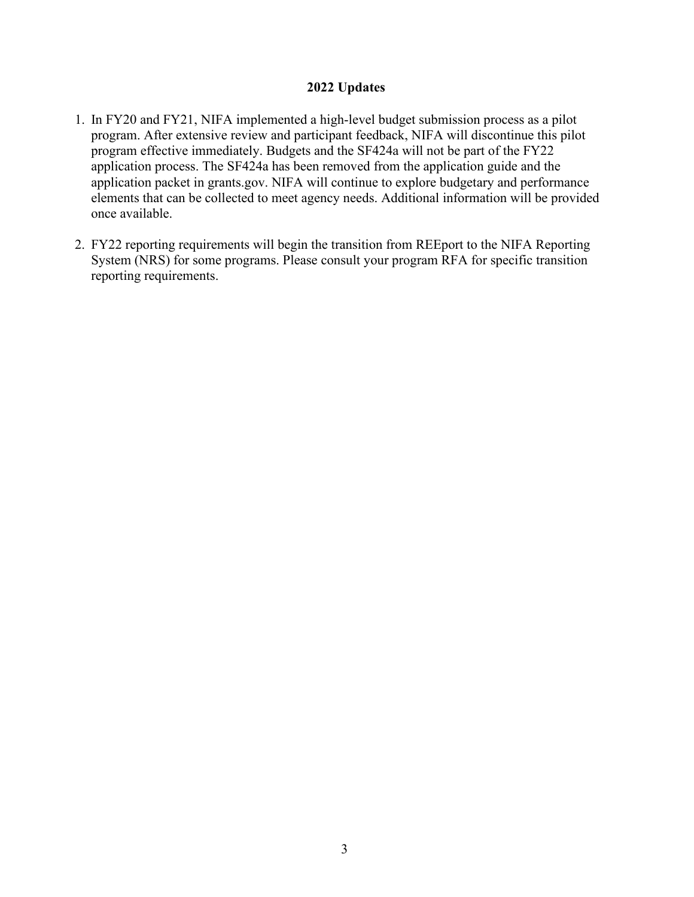## 2022 Updates

1. In FY20 and FY21, NIFA implemented a high-level budget submission process as a pilot program. After extensive review and participant feedback, NIFA will discontinue this pilot program effective immediately. Budgets and the SF424a will not be part of the FY22 application process. The SF424a has been removed from the application guide and the application packet in grants.gov. NIFA will continue to explore budgetary and performance elements that can be collected to meet agency needs. Additional information will be provided once available.

2. FY22 reporting requirements will begin the transition from REEport to the NIFA Reporting System (NRS) for some programs. Please consult your program RFA for specific transition reporting requirements.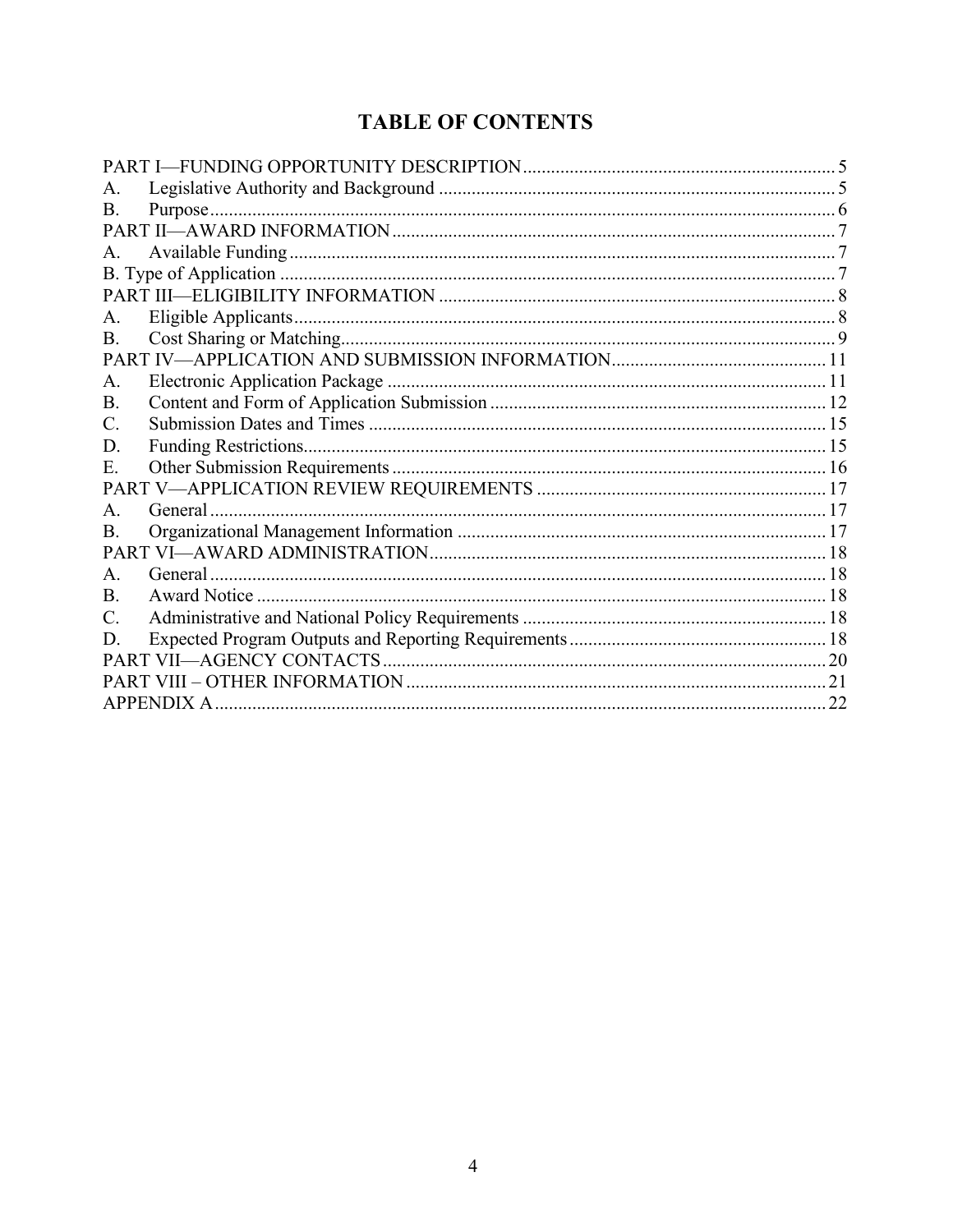# TABLE OF CONTENTS

PART I—FUNDING OPPORTUNITY DESCRIPTION .................................................................. 5
A. Legislative Authority and Background .................................................................................... 5
B. Purpose .................................................................................................................................... 6
PART II—AWARD INFORMATION ............................................................................................. 7
A. Available Funding .................................................................................................................... 7
B. Type of Application ................................................................................................................... 7
PART III—ELIGIBILITY INFORMATION .................................................................................... 8
A. Eligible Applicants .................................................................................................................... 8
B. Cost Sharing or Matching .......................................................................................................... 9
PART IV—APPLICATION AND SUBMISSION INFORMATION ............................................. 11
A. Electronic Application Package ............................................................................................. 11
B. Content and Form of Application Submission ....................................................................... 12
C. Submission Dates and Times ................................................................................................. 15
D. Funding Restrictions ............................................................................................................... 15
E. Other Submission Requirements ............................................................................................ 16
PART V—APPLICATION REVIEW REQUIREMENTS .............................................................. 17
A. General .................................................................................................................................... 17
B. Organizational Management Information ............................................................................... 17
PART VI—AWARD ADMINISTRATION .................................................................................... 18
A. General .................................................................................................................................... 18
B. Award Notice .......................................................................................................................... 18
C. Administrative and National Policy Requirements ................................................................. 18
D. Expected Program Outputs and Reporting Requirements ....................................................... 18
PART VII—AGENCY CONTACTS .............................................................................................. 20
PART VIII – OTHER INFORMATION .......................................................................................... 21
APPENDIX A ................................................................................................................................. 22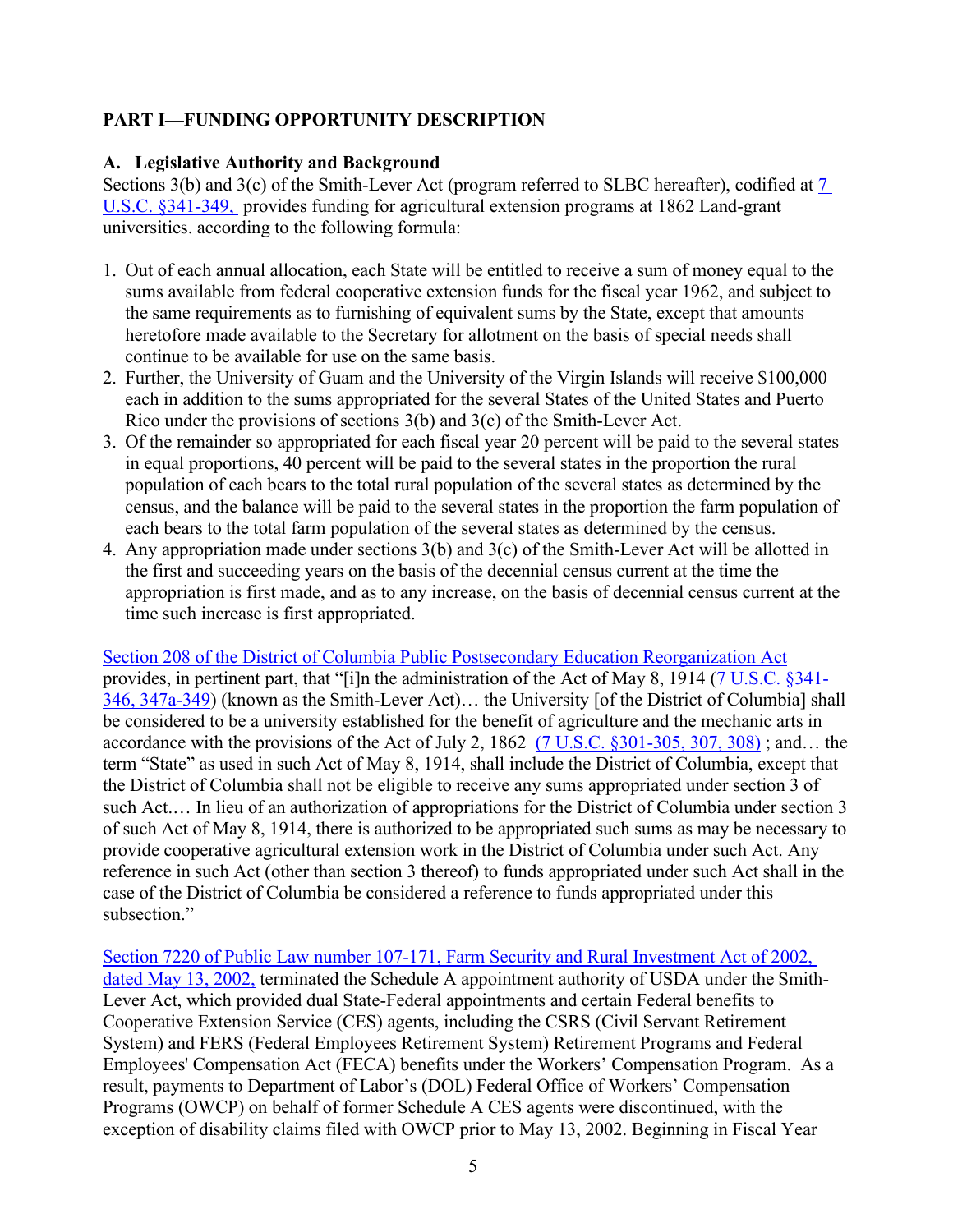## PART I—FUNDING OPPORTUNITY DESCRIPTION

### A. Legislative Authority and Background

Sections 3(b) and 3(c) of the Smith-Lever Act (program referred to SLBC hereafter), codified at 7 U.S.C. §341-349, provides funding for agricultural extension programs at 1862 Land-grant universities. according to the following formula:

1. Out of each annual allocation, each State will be entitled to receive a sum of money equal to the sums available from federal cooperative extension funds for the fiscal year 1962, and subject to the same requirements as to furnishing of equivalent sums by the State, except that amounts heretofore made available to the Secretary for allotment on the basis of special needs shall continue to be available for use on the same basis.
2. Further, the University of Guam and the University of the Virgin Islands will receive $100,000 each in addition to the sums appropriated for the several States of the United States and Puerto Rico under the provisions of sections 3(b) and 3(c) of the Smith-Lever Act.
3. Of the remainder so appropriated for each fiscal year 20 percent will be paid to the several states in equal proportions, 40 percent will be paid to the several states in the proportion the rural population of each bears to the total rural population of the several states as determined by the census, and the balance will be paid to the several states in the proportion the farm population of each bears to the total farm population of the several states as determined by the census.
4. Any appropriation made under sections 3(b) and 3(c) of the Smith-Lever Act will be allotted in the first and succeeding years on the basis of the decennial census current at the time the appropriation is first made, and as to any increase, on the basis of decennial census current at the time such increase is first appropriated.

Section 208 of the District of Columbia Public Postsecondary Education Reorganization Act provides, in pertinent part, that "[i]n the administration of the Act of May 8, 1914 (7 U.S.C. §341-346, 347a-349) (known as the Smith-Lever Act)… the University [of the District of Columbia] shall be considered to be a university established for the benefit of agriculture and the mechanic arts in accordance with the provisions of the Act of July 2, 1862 (7 U.S.C. §301-305, 307, 308) ; and… the term "State" as used in such Act of May 8, 1914, shall include the District of Columbia, except that the District of Columbia shall not be eligible to receive any sums appropriated under section 3 of such Act.… In lieu of an authorization of appropriations for the District of Columbia under section 3 of such Act of May 8, 1914, there is authorized to be appropriated such sums as may be necessary to provide cooperative agricultural extension work in the District of Columbia under such Act. Any reference in such Act (other than section 3 thereof) to funds appropriated under such Act shall in the case of the District of Columbia be considered a reference to funds appropriated under this subsection."

Section 7220 of Public Law number 107-171, Farm Security and Rural Investment Act of 2002, dated May 13, 2002, terminated the Schedule A appointment authority of USDA under the Smith-Lever Act, which provided dual State-Federal appointments and certain Federal benefits to Cooperative Extension Service (CES) agents, including the CSRS (Civil Servant Retirement System) and FERS (Federal Employees Retirement System) Retirement Programs and Federal Employees' Compensation Act (FECA) benefits under the Workers' Compensation Program. As a result, payments to Department of Labor's (DOL) Federal Office of Workers' Compensation Programs (OWCP) on behalf of former Schedule A CES agents were discontinued, with the exception of disability claims filed with OWCP prior to May 13, 2002. Beginning in Fiscal Year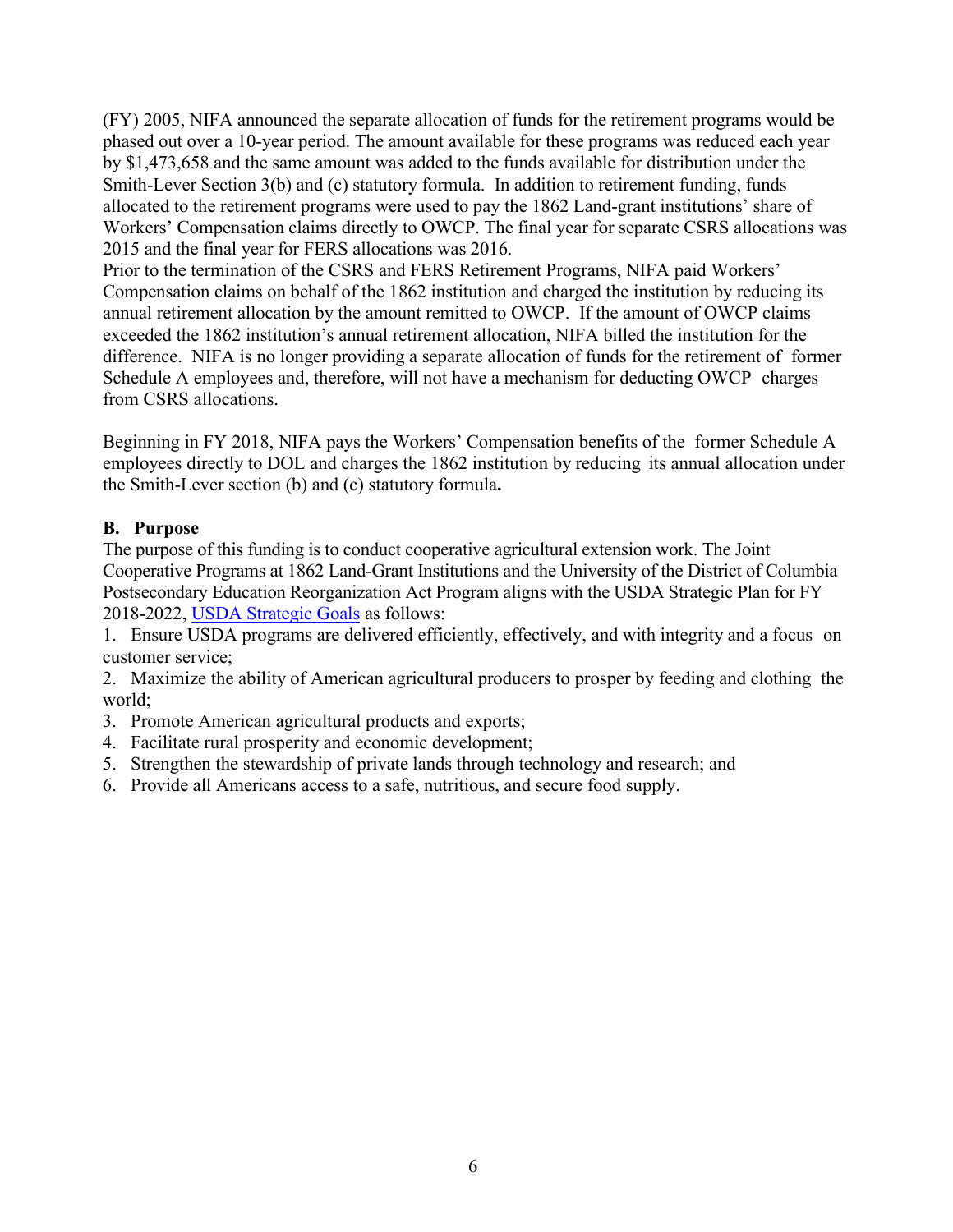(FY) 2005, NIFA announced the separate allocation of funds for the retirement programs would be phased out over a 10-year period. The amount available for these programs was reduced each year by $1,473,658 and the same amount was added to the funds available for distribution under the Smith-Lever Section 3(b) and (c) statutory formula. In addition to retirement funding, funds allocated to the retirement programs were used to pay the 1862 Land-grant institutions' share of Workers' Compensation claims directly to OWCP. The final year for separate CSRS allocations was 2015 and the final year for FERS allocations was 2016.

Prior to the termination of the CSRS and FERS Retirement Programs, NIFA paid Workers' Compensation claims on behalf of the 1862 institution and charged the institution by reducing its annual retirement allocation by the amount remitted to OWCP. If the amount of OWCP claims exceeded the 1862 institution's annual retirement allocation, NIFA billed the institution for the difference. NIFA is no longer providing a separate allocation of funds for the retirement of former Schedule A employees and, therefore, will not have a mechanism for deducting OWCP charges from CSRS allocations.

Beginning in FY 2018, NIFA pays the Workers' Compensation benefits of the former Schedule A employees directly to DOL and charges the 1862 institution by reducing its annual allocation under the Smith-Lever section (b) and (c) statutory formula**.**

### B. Purpose

The purpose of this funding is to conduct cooperative agricultural extension work. The Joint Cooperative Programs at 1862 Land-Grant Institutions and the University of the District of Columbia Postsecondary Education Reorganization Act Program aligns with the USDA Strategic Plan for FY 2018-2022, [USDA Strategic Goals] as follows:

1. Ensure USDA programs are delivered efficiently, effectively, and with integrity and a focus on customer service;
2. Maximize the ability of American agricultural producers to prosper by feeding and clothing the world;
3. Promote American agricultural products and exports;
4. Facilitate rural prosperity and economic development;
5. Strengthen the stewardship of private lands through technology and research; and
6. Provide all Americans access to a safe, nutritious, and secure food supply.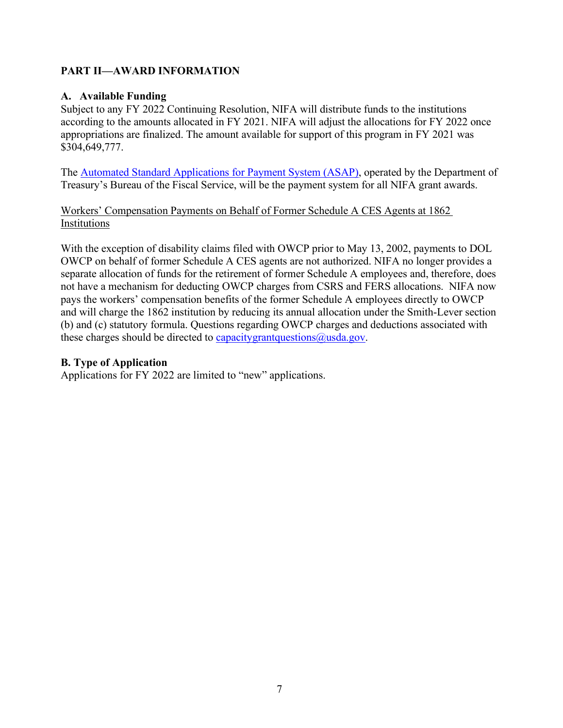## PART II—AWARD INFORMATION

### A. Available Funding

Subject to any FY 2022 Continuing Resolution, NIFA will distribute funds to the institutions according to the amounts allocated in FY 2021. NIFA will adjust the allocations for FY 2022 once appropriations are finalized. The amount available for support of this program in FY 2021 was $304,649,777.

The Automated Standard Applications for Payment System (ASAP), operated by the Department of Treasury's Bureau of the Fiscal Service, will be the payment system for all NIFA grant awards.

Workers' Compensation Payments on Behalf of Former Schedule A CES Agents at 1862 Institutions

With the exception of disability claims filed with OWCP prior to May 13, 2002, payments to DOL OWCP on behalf of former Schedule A CES agents are not authorized. NIFA no longer provides a separate allocation of funds for the retirement of former Schedule A employees and, therefore, does not have a mechanism for deducting OWCP charges from CSRS and FERS allocations. NIFA now pays the workers' compensation benefits of the former Schedule A employees directly to OWCP and will charge the 1862 institution by reducing its annual allocation under the Smith-Lever section (b) and (c) statutory formula. Questions regarding OWCP charges and deductions associated with these charges should be directed to capacitygrantquestions@usda.gov.

### B. Type of Application

Applications for FY 2022 are limited to "new" applications.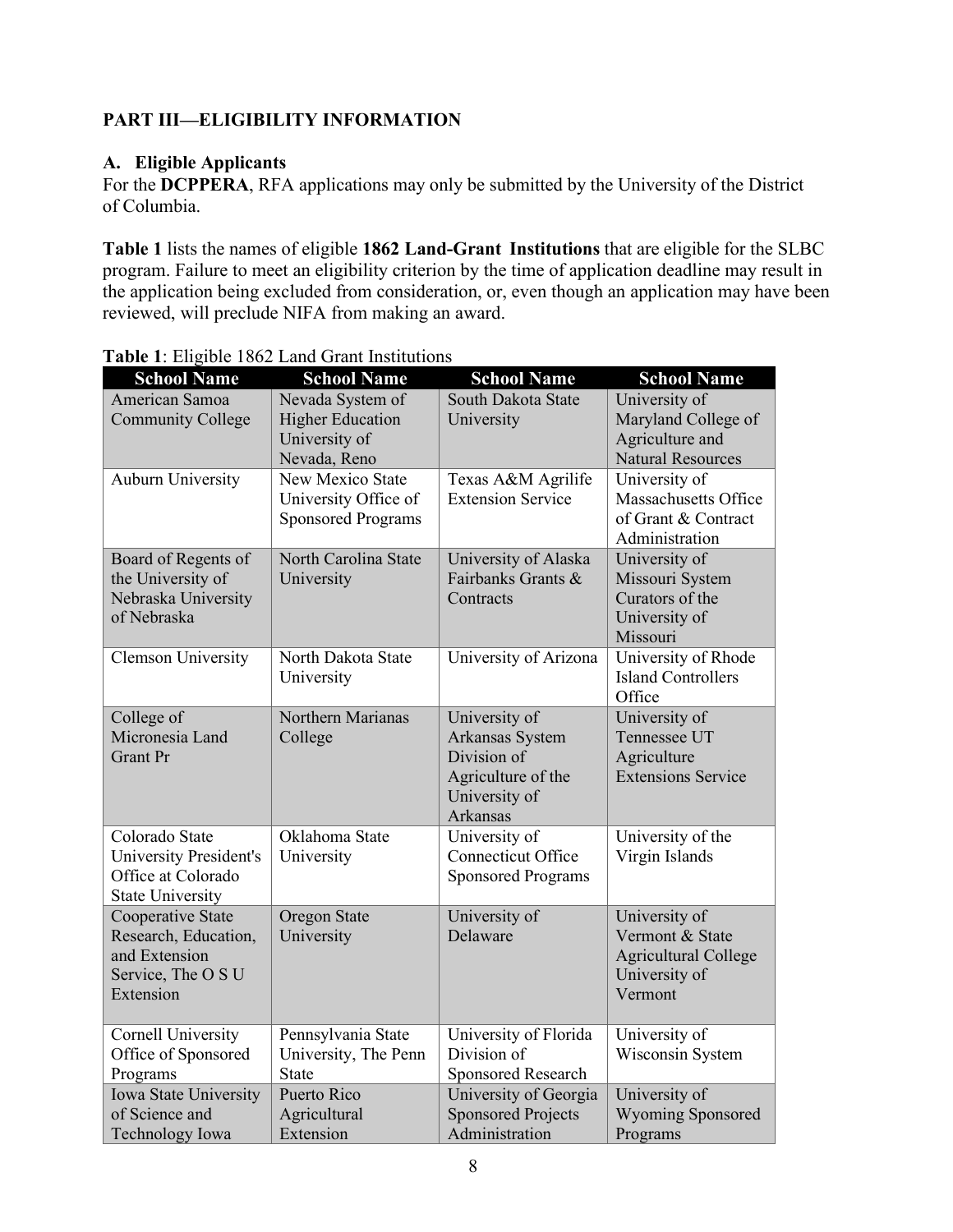## PART III—ELIGIBILITY INFORMATION

### A. Eligible Applicants

For the **DCPPERA**, RFA applications may only be submitted by the University of the District of Columbia.

**Table 1** lists the names of eligible **1862 Land-Grant Institutions** that are eligible for the SLBC program. Failure to meet an eligibility criterion by the time of application deadline may result in the application being excluded from consideration, or, even though an application may have been reviewed, will preclude NIFA from making an award.

**Table 1**: Eligible 1862 Land Grant Institutions

| School Name | School Name | School Name | School Name |
|---|---|---|---|
| American Samoa Community College | Nevada System of Higher Education University of Nevada, Reno | South Dakota State University | University of Maryland College of Agriculture and Natural Resources |
| Auburn University | New Mexico State University Office of Sponsored Programs | Texas A&M Agrilife Extension Service | University of Massachusetts Office of Grant & Contract Administration |
| Board of Regents of the University of Nebraska University of Nebraska | North Carolina State University | University of Alaska Fairbanks Grants & Contracts | University of Missouri System Curators of the University of Missouri |
| Clemson University | North Dakota State University | University of Arizona | University of Rhode Island Controllers Office |
| College of Micronesia Land Grant Pr | Northern Marianas College | University of Arkansas System Division of Agriculture of the University of Arkansas | University of Tennessee UT Agriculture Extensions Service |
| Colorado State University President's Office at Colorado State University | Oklahoma State University | University of Connecticut Office Sponsored Programs | University of the Virgin Islands |
| Cooperative State Research, Education, and Extension Service, The O S U Extension | Oregon State University | University of Delaware | University of Vermont & State Agricultural College University of Vermont |
| Cornell University Office of Sponsored Programs | Pennsylvania State University, The Penn State | University of Florida Division of Sponsored Research | University of Wisconsin System |
| Iowa State University of Science and Technology Iowa | Puerto Rico Agricultural Extension | University of Georgia Sponsored Projects Administration | University of Wyoming Sponsored Programs |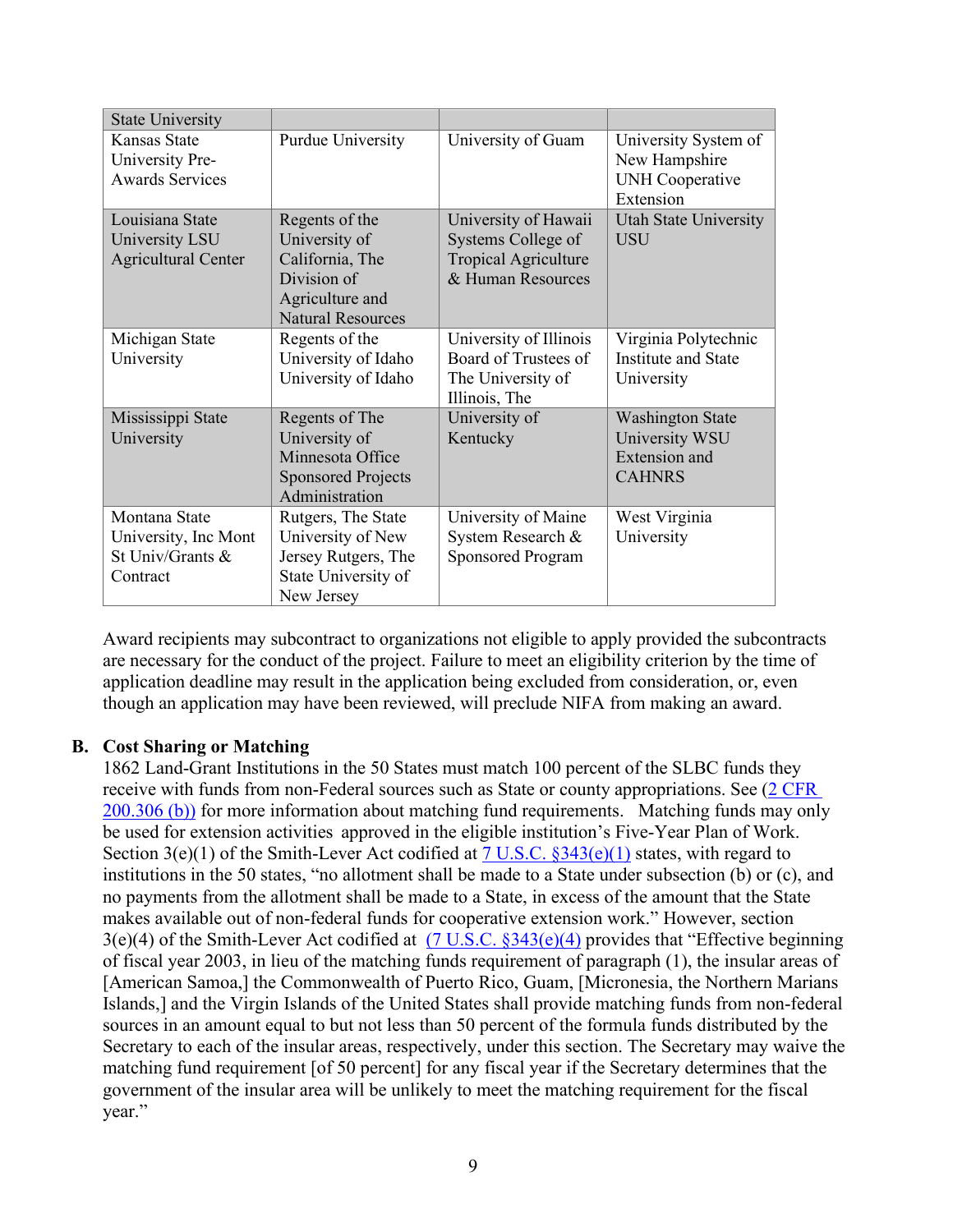| State University | | | |
|---|---|---|---|
| Kansas State University Pre-Awards Services | Purdue University | University of Guam | University System of New Hampshire UNH Cooperative Extension |
| Louisiana State University LSU Agricultural Center | Regents of the University of California, The Division of Agriculture and Natural Resources | University of Hawaii Systems College of Tropical Agriculture & Human Resources | Utah State University USU |
| Michigan State University | Regents of the University of Idaho University of Idaho | University of Illinois Board of Trustees of The University of Illinois, The | Virginia Polytechnic Institute and State University |
| Mississippi State University | Regents of The University of Minnesota Office Sponsored Projects Administration | University of Kentucky | Washington State University WSU Extension and CAHNRS |
| Montana State University, Inc Mont St Univ/Grants & Contract | Rutgers, The State University of New Jersey Rutgers, The State University of New Jersey | University of Maine System Research & Sponsored Program | West Virginia University |

Award recipients may subcontract to organizations not eligible to apply provided the subcontracts are necessary for the conduct of the project. Failure to meet an eligibility criterion by the time of application deadline may result in the application being excluded from consideration, or, even though an application may have been reviewed, will preclude NIFA from making an award.

## B. Cost Sharing or Matching

1862 Land-Grant Institutions in the 50 States must match 100 percent of the SLBC funds they receive with funds from non-Federal sources such as State or county appropriations. See (2 CFR 200.306 (b)) for more information about matching fund requirements. Matching funds may only be used for extension activities approved in the eligible institution's Five-Year Plan of Work. Section 3(e)(1) of the Smith-Lever Act codified at 7 U.S.C. §343(e)(1) states, with regard to institutions in the 50 states, "no allotment shall be made to a State under subsection (b) or (c), and no payments from the allotment shall be made to a State, in excess of the amount that the State makes available out of non-federal funds for cooperative extension work." However, section 3(e)(4) of the Smith-Lever Act codified at (7 U.S.C. §343(e)(4) provides that "Effective beginning of fiscal year 2003, in lieu of the matching funds requirement of paragraph (1), the insular areas of [American Samoa,] the Commonwealth of Puerto Rico, Guam, [Micronesia, the Northern Marians Islands,] and the Virgin Islands of the United States shall provide matching funds from non-federal sources in an amount equal to but not less than 50 percent of the formula funds distributed by the Secretary to each of the insular areas, respectively, under this section. The Secretary may waive the matching fund requirement [of 50 percent] for any fiscal year if the Secretary determines that the government of the insular area will be unlikely to meet the matching requirement for the fiscal year."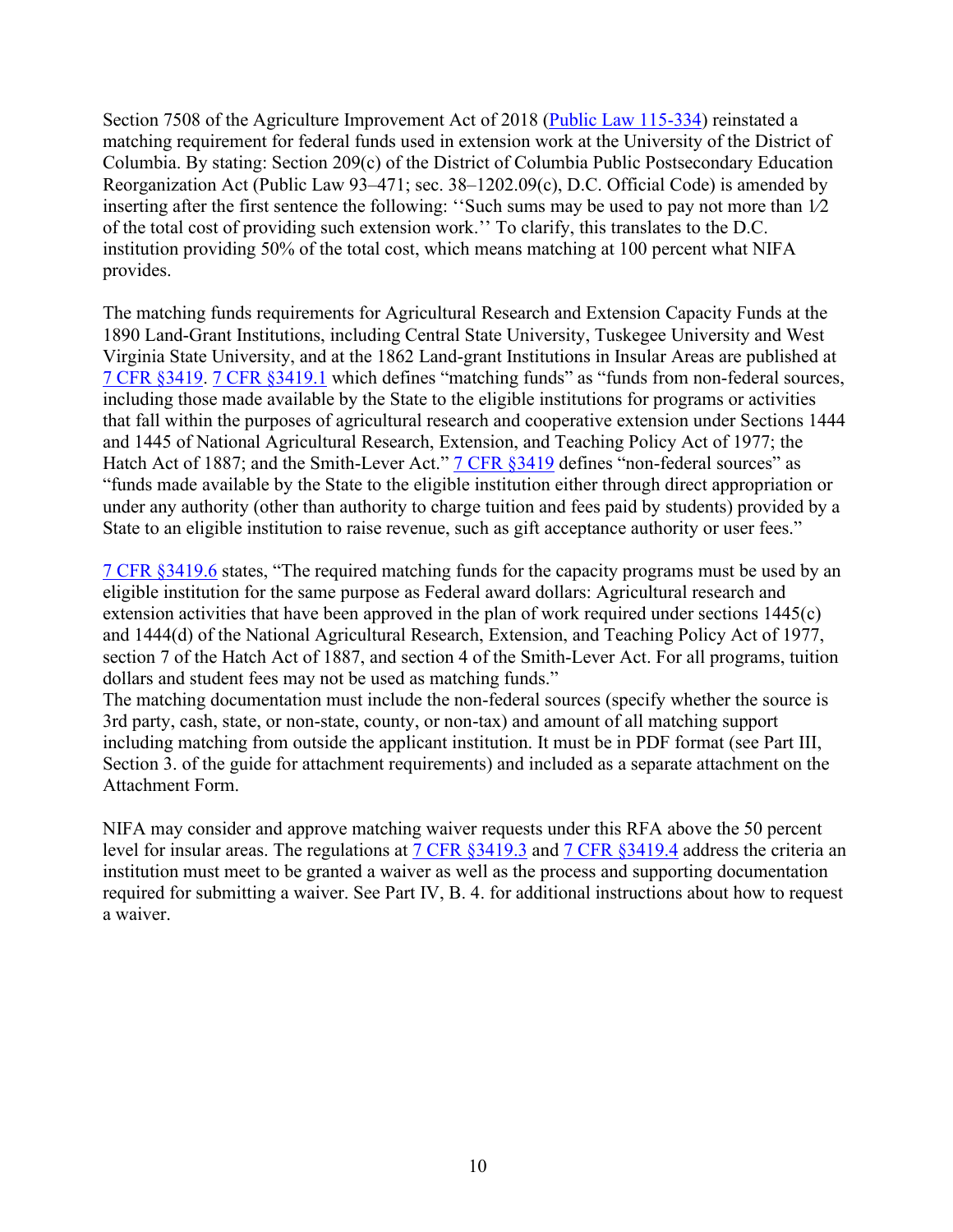Section 7508 of the Agriculture Improvement Act of 2018 ([Public Law 115-334](https://www.congress.gov/115/plaws/publ334/PLAW-115publ334.pdf)) reinstated a matching requirement for federal funds used in extension work at the University of the District of Columbia. By stating: Section 209(c) of the District of Columbia Public Postsecondary Education Reorganization Act (Public Law 93–471; sec. 38–1202.09(c), D.C. Official Code) is amended by inserting after the first sentence the following: ''Such sums may be used to pay not more than 1⁄2 of the total cost of providing such extension work.'' To clarify, this translates to the D.C. institution providing 50% of the total cost, which means matching at 100 percent what NIFA provides.

The matching funds requirements for Agricultural Research and Extension Capacity Funds at the 1890 Land-Grant Institutions, including Central State University, Tuskegee University and West Virginia State University, and at the 1862 Land-grant Institutions in Insular Areas are published at 7 CFR §3419. 7 CFR §3419.1 which defines "matching funds" as "funds from non-federal sources, including those made available by the State to the eligible institutions for programs or activities that fall within the purposes of agricultural research and cooperative extension under Sections 1444 and 1445 of National Agricultural Research, Extension, and Teaching Policy Act of 1977; the Hatch Act of 1887; and the Smith-Lever Act." 7 CFR §3419 defines "non-federal sources" as "funds made available by the State to the eligible institution either through direct appropriation or under any authority (other than authority to charge tuition and fees paid by students) provided by a State to an eligible institution to raise revenue, such as gift acceptance authority or user fees."

7 CFR §3419.6 states, "The required matching funds for the capacity programs must be used by an eligible institution for the same purpose as Federal award dollars: Agricultural research and extension activities that have been approved in the plan of work required under sections 1445(c) and 1444(d) of the National Agricultural Research, Extension, and Teaching Policy Act of 1977, section 7 of the Hatch Act of 1887, and section 4 of the Smith-Lever Act. For all programs, tuition dollars and student fees may not be used as matching funds."

The matching documentation must include the non-federal sources (specify whether the source is 3rd party, cash, state, or non-state, county, or non-tax) and amount of all matching support including matching from outside the applicant institution. It must be in PDF format (see Part III, Section 3. of the guide for attachment requirements) and included as a separate attachment on the Attachment Form.

NIFA may consider and approve matching waiver requests under this RFA above the 50 percent level for insular areas. The regulations at 7 CFR §3419.3 and 7 CFR §3419.4 address the criteria an institution must meet to be granted a waiver as well as the process and supporting documentation required for submitting a waiver. See Part IV, B. 4. for additional instructions about how to request a waiver.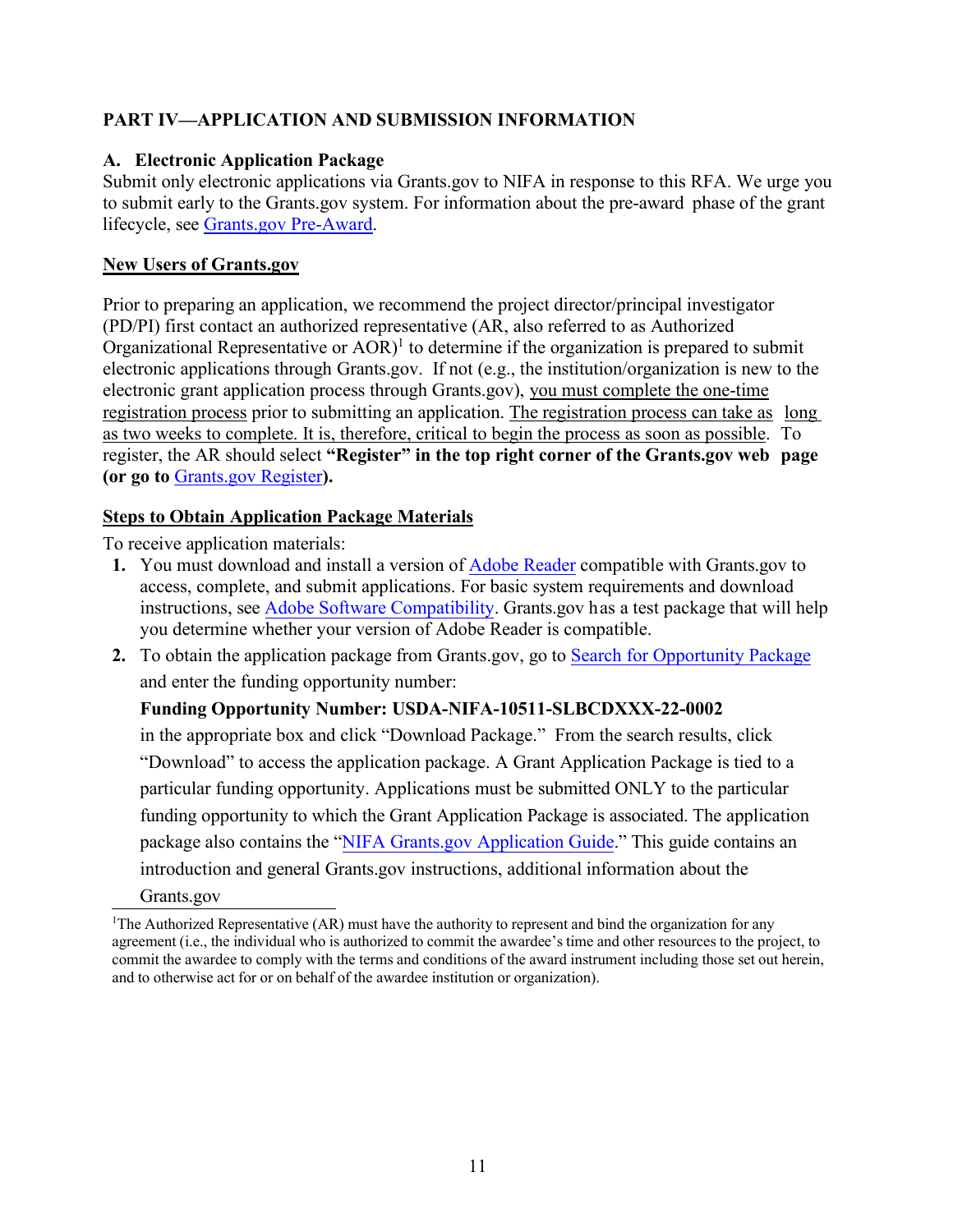## PART IV—APPLICATION AND SUBMISSION INFORMATION

### A. Electronic Application Package

Submit only electronic applications via Grants.gov to NIFA in response to this RFA. We urge you to submit early to the Grants.gov system. For information about the pre-award phase of the grant lifecycle, see Grants.gov Pre-Award.

**New Users of Grants.gov**

Prior to preparing an application, we recommend the project director/principal investigator (PD/PI) first contact an authorized representative (AR, also referred to as Authorized Organizational Representative or AOR)[1] to determine if the organization is prepared to submit electronic applications through Grants.gov. If not (e.g., the institution/organization is new to the electronic grant application process through Grants.gov), you must complete the one-time registration process prior to submitting an application. The registration process can take as long as two weeks to complete. It is, therefore, critical to begin the process as soon as possible. To register, the AR should select **"Register" in the top right corner of the Grants.gov web page (or go to** Grants.gov Register**).**

**Steps to Obtain Application Package Materials**

To receive application materials:

1. You must download and install a version of Adobe Reader compatible with Grants.gov to access, complete, and submit applications. For basic system requirements and download instructions, see Adobe Software Compatibility. Grants.gov has a test package that will help you determine whether your version of Adobe Reader is compatible.
2. To obtain the application package from Grants.gov, go to Search for Opportunity Package and enter the funding opportunity number:

   **Funding Opportunity Number: USDA-NIFA-10511-SLBCDXXX-22-0002**

   in the appropriate box and click "Download Package." From the search results, click "Download" to access the application package. A Grant Application Package is tied to a particular funding opportunity. Applications must be submitted ONLY to the particular funding opportunity to which the Grant Application Package is associated. The application package also contains the "NIFA Grants.gov Application Guide." This guide contains an introduction and general Grants.gov instructions, additional information about the Grants.gov

[1]The Authorized Representative (AR) must have the authority to represent and bind the organization for any agreement (i.e., the individual who is authorized to commit the awardee's time and other resources to the project, to commit the awardee to comply with the terms and conditions of the award instrument including those set out herein, and to otherwise act for or on behalf of the awardee institution or organization).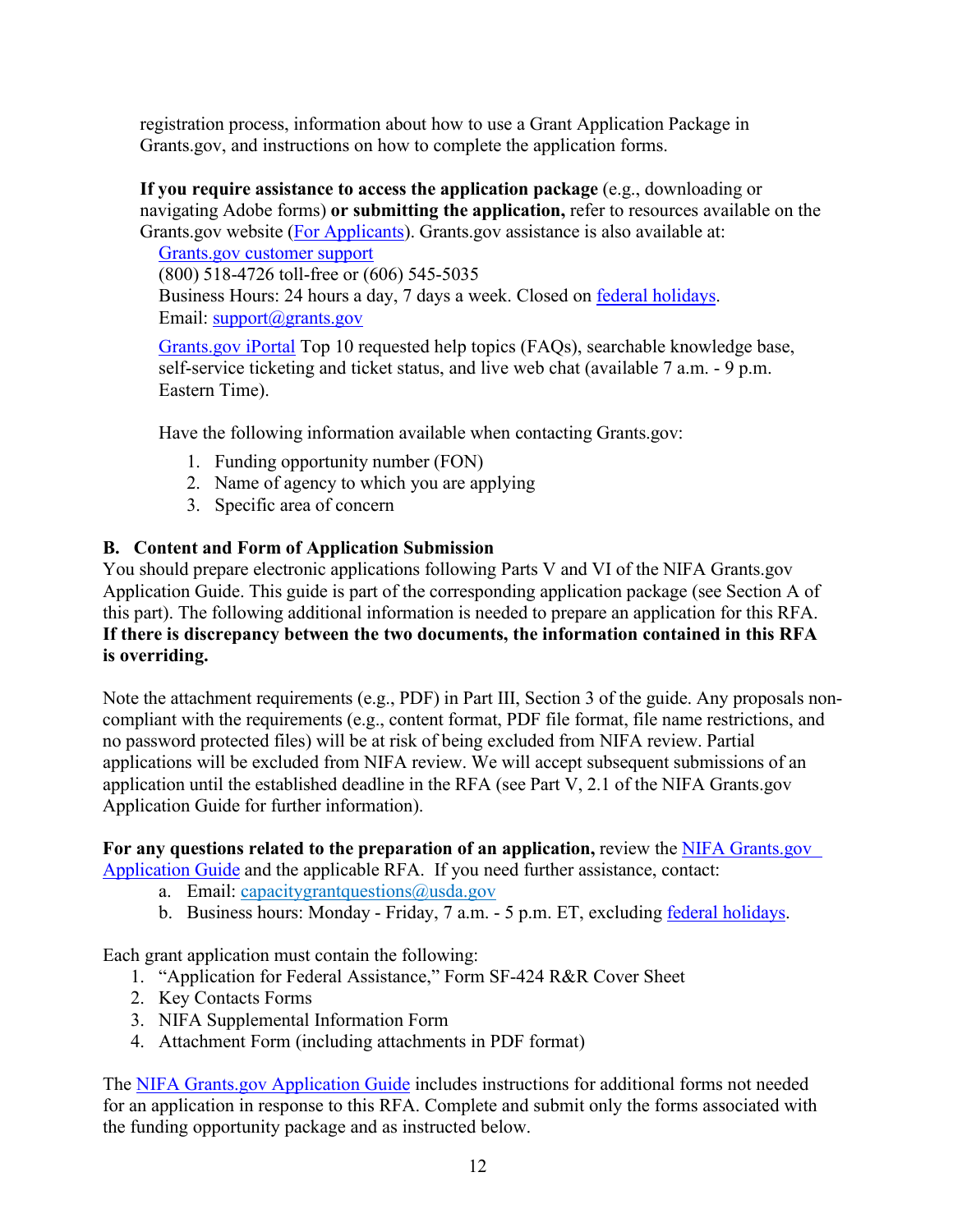registration process, information about how to use a Grant Application Package in Grants.gov, and instructions on how to complete the application forms.

**If you require assistance to access the application package** (e.g., downloading or navigating Adobe forms) **or submitting the application,** refer to resources available on the Grants.gov website (For Applicants). Grants.gov assistance is also available at:

Grants.gov customer support
(800) 518-4726 toll-free or (606) 545-5035
Business Hours: 24 hours a day, 7 days a week. Closed on federal holidays.
Email: support@grants.gov

Grants.gov iPortal Top 10 requested help topics (FAQs), searchable knowledge base, self-service ticketing and ticket status, and live web chat (available 7 a.m. - 9 p.m. Eastern Time).

Have the following information available when contacting Grants.gov:

1. Funding opportunity number (FON)
2. Name of agency to which you are applying
3. Specific area of concern

### B. Content and Form of Application Submission

You should prepare electronic applications following Parts V and VI of the NIFA Grants.gov Application Guide. This guide is part of the corresponding application package (see Section A of this part). The following additional information is needed to prepare an application for this RFA. **If there is discrepancy between the two documents, the information contained in this RFA is overriding.**

Note the attachment requirements (e.g., PDF) in Part III, Section 3 of the guide. Any proposals non-compliant with the requirements (e.g., content format, PDF file format, file name restrictions, and no password protected files) will be at risk of being excluded from NIFA review. Partial applications will be excluded from NIFA review. We will accept subsequent submissions of an application until the established deadline in the RFA (see Part V, 2.1 of the NIFA Grants.gov Application Guide for further information).

**For any questions related to the preparation of an application,** review the NIFA Grants.gov Application Guide and the applicable RFA. If you need further assistance, contact:

a. Email: capacitygrantquestions@usda.gov
b. Business hours: Monday - Friday, 7 a.m. - 5 p.m. ET, excluding federal holidays.

Each grant application must contain the following:

1. "Application for Federal Assistance," Form SF-424 R&R Cover Sheet
2. Key Contacts Forms
3. NIFA Supplemental Information Form
4. Attachment Form (including attachments in PDF format)

The NIFA Grants.gov Application Guide includes instructions for additional forms not needed for an application in response to this RFA. Complete and submit only the forms associated with the funding opportunity package and as instructed below.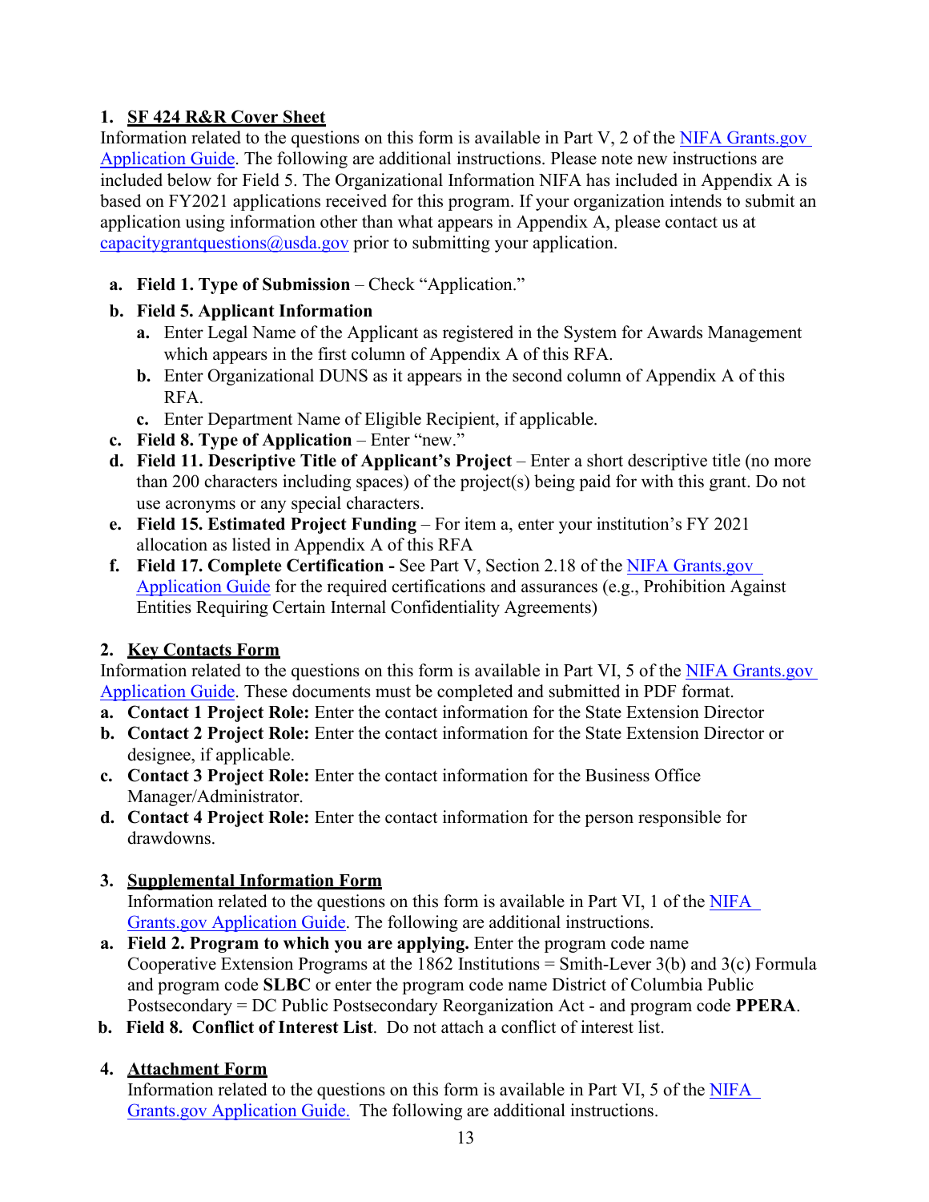1. **SF 424 R&R Cover Sheet**

Information related to the questions on this form is available in Part V, 2 of the NIFA Grants.gov Application Guide. The following are additional instructions. Please note new instructions are included below for Field 5. The Organizational Information NIFA has included in Appendix A is based on FY2021 applications received for this program. If your organization intends to submit an application using information other than what appears in Appendix A, please contact us at capacitygrantquestions@usda.gov prior to submitting your application.

   a. **Field 1. Type of Submission** – Check "Application."
   b. **Field 5. Applicant Information**
      a. Enter Legal Name of the Applicant as registered in the System for Awards Management which appears in the first column of Appendix A of this RFA.
      b. Enter Organizational DUNS as it appears in the second column of Appendix A of this RFA.
      c. Enter Department Name of Eligible Recipient, if applicable.
   c. **Field 8. Type of Application** – Enter "new."
   d. **Field 11. Descriptive Title of Applicant's Project** – Enter a short descriptive title (no more than 200 characters including spaces) of the project(s) being paid for with this grant. Do not use acronyms or any special characters.
   e. **Field 15. Estimated Project Funding** – For item a, enter your institution's FY 2021 allocation as listed in Appendix A of this RFA
   f. **Field 17. Complete Certification -** See Part V, Section 2.18 of the NIFA Grants.gov Application Guide for the required certifications and assurances (e.g., Prohibition Against Entities Requiring Certain Internal Confidentiality Agreements)

2. **Key Contacts Form**

Information related to the questions on this form is available in Part VI, 5 of the NIFA Grants.gov Application Guide. These documents must be completed and submitted in PDF format.

   a. **Contact 1 Project Role:** Enter the contact information for the State Extension Director
   b. **Contact 2 Project Role:** Enter the contact information for the State Extension Director or designee, if applicable.
   c. **Contact 3 Project Role:** Enter the contact information for the Business Office Manager/Administrator.
   d. **Contact 4 Project Role:** Enter the contact information for the person responsible for drawdowns.

3. **Supplemental Information Form**

Information related to the questions on this form is available in Part VI, 1 of the NIFA Grants.gov Application Guide. The following are additional instructions.

   a. **Field 2. Program to which you are applying.** Enter the program code name Cooperative Extension Programs at the 1862 Institutions = Smith-Lever 3(b) and 3(c) Formula and program code **SLBC** or enter the program code name District of Columbia Public Postsecondary = DC Public Postsecondary Reorganization Act - and program code **PPERA**.
   b. **Field 8. Conflict of Interest List**. Do not attach a conflict of interest list.

4. **Attachment Form**

Information related to the questions on this form is available in Part VI, 5 of the NIFA Grants.gov Application Guide. The following are additional instructions.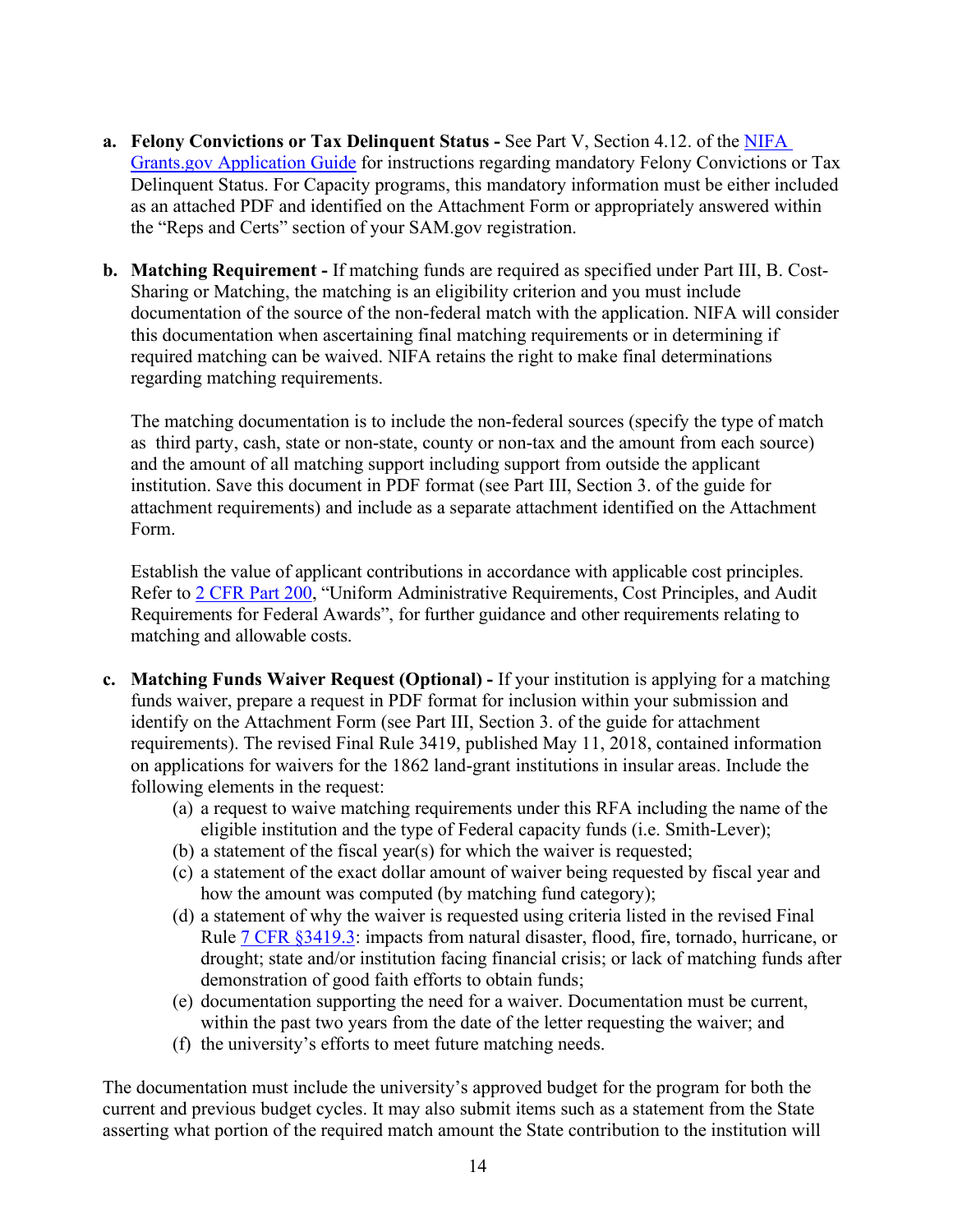a. **Felony Convictions or Tax Delinquent Status -** See Part V, Section 4.12. of the [NIFA Grants.gov Application Guide](#) for instructions regarding mandatory Felony Convictions or Tax Delinquent Status. For Capacity programs, this mandatory information must be either included as an attached PDF and identified on the Attachment Form or appropriately answered within the "Reps and Certs" section of your SAM.gov registration.

b. **Matching Requirement -** If matching funds are required as specified under Part III, B. Cost-Sharing or Matching, the matching is an eligibility criterion and you must include documentation of the source of the non-federal match with the application. NIFA will consider this documentation when ascertaining final matching requirements or in determining if required matching can be waived. NIFA retains the right to make final determinations regarding matching requirements.

   The matching documentation is to include the non-federal sources (specify the type of match as third party, cash, state or non-state, county or non-tax and the amount from each source) and the amount of all matching support including support from outside the applicant institution. Save this document in PDF format (see Part III, Section 3. of the guide for attachment requirements) and include as a separate attachment identified on the Attachment Form.

   Establish the value of applicant contributions in accordance with applicable cost principles. Refer to [2 CFR Part 200](#), "Uniform Administrative Requirements, Cost Principles, and Audit Requirements for Federal Awards", for further guidance and other requirements relating to matching and allowable costs.

c. **Matching Funds Waiver Request (Optional) -** If your institution is applying for a matching funds waiver, prepare a request in PDF format for inclusion within your submission and identify on the Attachment Form (see Part III, Section 3. of the guide for attachment requirements). The revised Final Rule 3419, published May 11, 2018, contained information on applications for waivers for the 1862 land-grant institutions in insular areas. Include the following elements in the request:
   (a) a request to waive matching requirements under this RFA including the name of the eligible institution and the type of Federal capacity funds (i.e. Smith-Lever);
   (b) a statement of the fiscal year(s) for which the waiver is requested;
   (c) a statement of the exact dollar amount of waiver being requested by fiscal year and how the amount was computed (by matching fund category);
   (d) a statement of why the waiver is requested using criteria listed in the revised Final Rule [7 CFR §3419.3](#): impacts from natural disaster, flood, fire, tornado, hurricane, or drought; state and/or institution facing financial crisis; or lack of matching funds after demonstration of good faith efforts to obtain funds;
   (e) documentation supporting the need for a waiver. Documentation must be current, within the past two years from the date of the letter requesting the waiver; and
   (f) the university's efforts to meet future matching needs.

The documentation must include the university's approved budget for the program for both the current and previous budget cycles. It may also submit items such as a statement from the State asserting what portion of the required match amount the State contribution to the institution will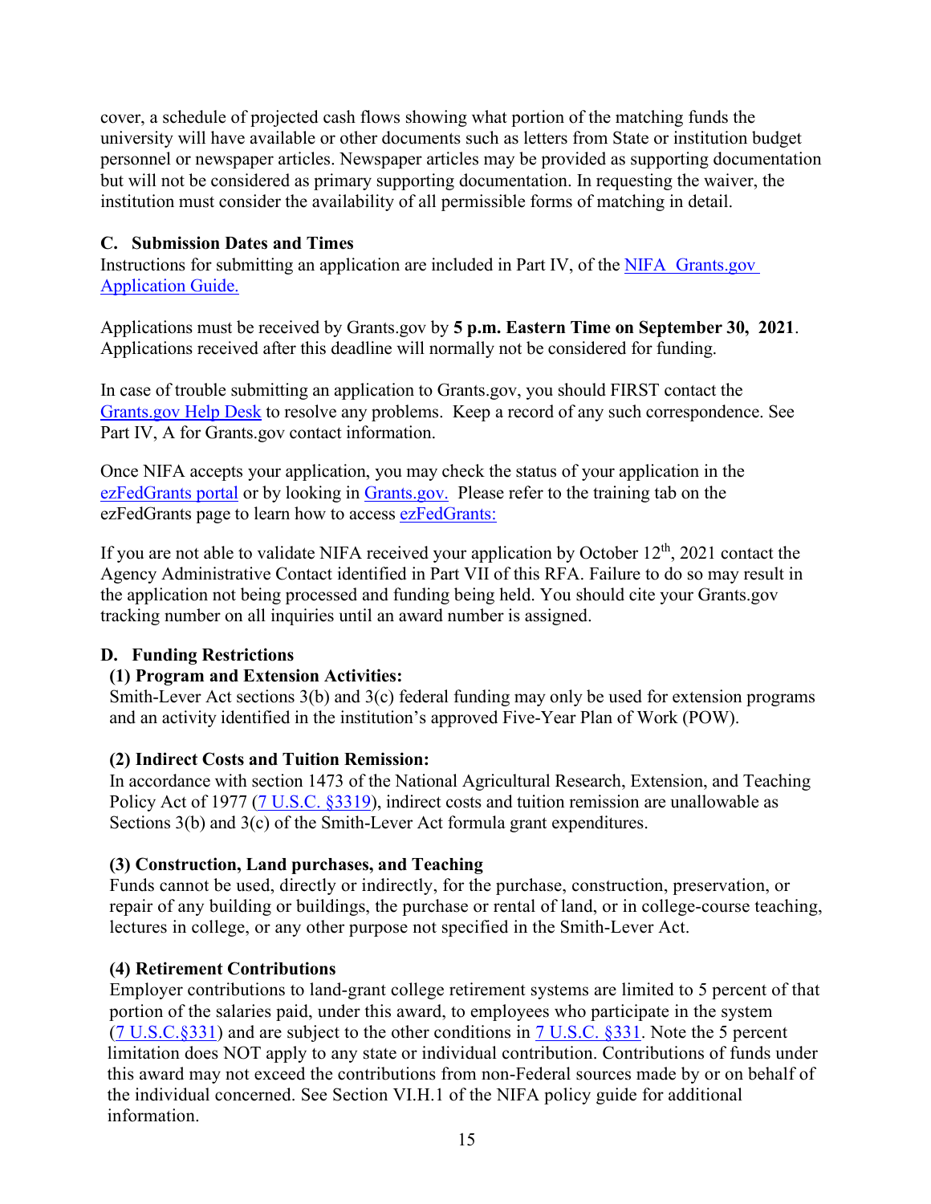cover, a schedule of projected cash flows showing what portion of the matching funds the university will have available or other documents such as letters from State or institution budget personnel or newspaper articles. Newspaper articles may be provided as supporting documentation but will not be considered as primary supporting documentation. In requesting the waiver, the institution must consider the availability of all permissible forms of matching in detail.

### C. Submission Dates and Times

Instructions for submitting an application are included in Part IV, of the NIFA Grants.gov Application Guide.

Applications must be received by Grants.gov by **5 p.m. Eastern Time on September 30, 2021**. Applications received after this deadline will normally not be considered for funding.

In case of trouble submitting an application to Grants.gov, you should FIRST contact the Grants.gov Help Desk to resolve any problems. Keep a record of any such correspondence. See Part IV, A for Grants.gov contact information.

Once NIFA accepts your application, you may check the status of your application in the ezFedGrants portal or by looking in Grants.gov. Please refer to the training tab on the ezFedGrants page to learn how to access ezFedGrants:

If you are not able to validate NIFA received your application by October 12th, 2021 contact the Agency Administrative Contact identified in Part VII of this RFA. Failure to do so may result in the application not being processed and funding being held. You should cite your Grants.gov tracking number on all inquiries until an award number is assigned.

### D. Funding Restrictions

#### (1) Program and Extension Activities:

Smith-Lever Act sections 3(b) and 3(c) federal funding may only be used for extension programs and an activity identified in the institution's approved Five-Year Plan of Work (POW).

#### (2) Indirect Costs and Tuition Remission:

In accordance with section 1473 of the National Agricultural Research, Extension, and Teaching Policy Act of 1977 (7 U.S.C. §3319), indirect costs and tuition remission are unallowable as Sections 3(b) and 3(c) of the Smith-Lever Act formula grant expenditures.

#### (3) Construction, Land purchases, and Teaching

Funds cannot be used, directly or indirectly, for the purchase, construction, preservation, or repair of any building or buildings, the purchase or rental of land, or in college-course teaching, lectures in college, or any other purpose not specified in the Smith-Lever Act.

#### (4) Retirement Contributions

Employer contributions to land-grant college retirement systems are limited to 5 percent of that portion of the salaries paid, under this award, to employees who participate in the system (7 U.S.C.§331) and are subject to the other conditions in 7 U.S.C. §331. Note the 5 percent limitation does NOT apply to any state or individual contribution. Contributions of funds under this award may not exceed the contributions from non-Federal sources made by or on behalf of the individual concerned. See Section VI.H.1 of the NIFA policy guide for additional information.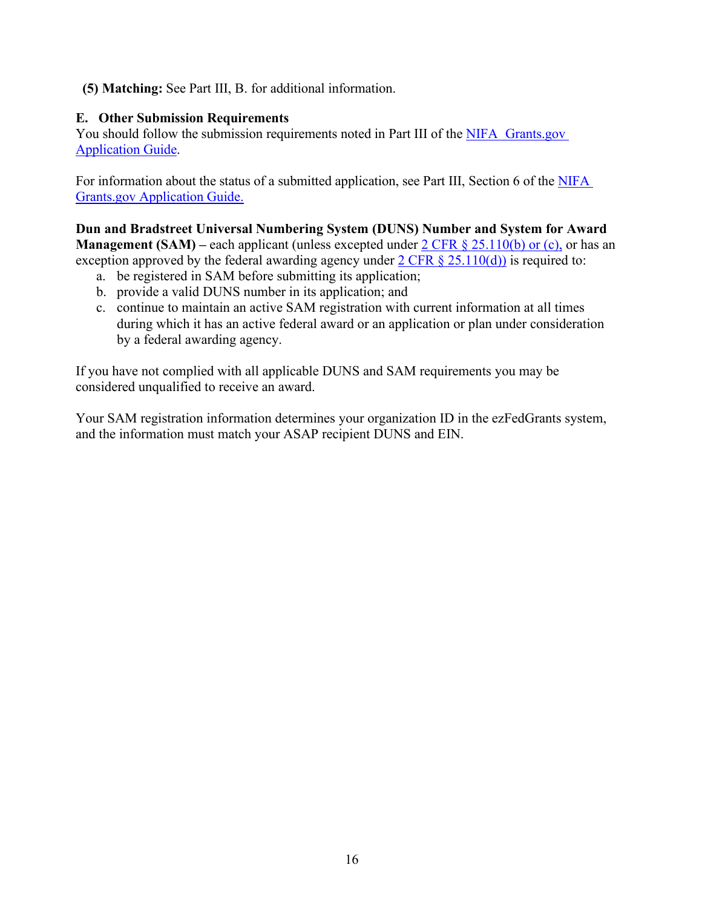**(5) Matching:** See Part III, B. for additional information.

### E. Other Submission Requirements

You should follow the submission requirements noted in Part III of the NIFA Grants.gov Application Guide.

For information about the status of a submitted application, see Part III, Section 6 of the NIFA Grants.gov Application Guide.

**Dun and Bradstreet Universal Numbering System (DUNS) Number and System for Award Management (SAM) –** each applicant (unless excepted under 2 CFR § 25.110(b) or (c), or has an exception approved by the federal awarding agency under 2 CFR § 25.110(d)) is required to:

a. be registered in SAM before submitting its application;
b. provide a valid DUNS number in its application; and
c. continue to maintain an active SAM registration with current information at all times during which it has an active federal award or an application or plan under consideration by a federal awarding agency.

If you have not complied with all applicable DUNS and SAM requirements you may be considered unqualified to receive an award.

Your SAM registration information determines your organization ID in the ezFedGrants system, and the information must match your ASAP recipient DUNS and EIN.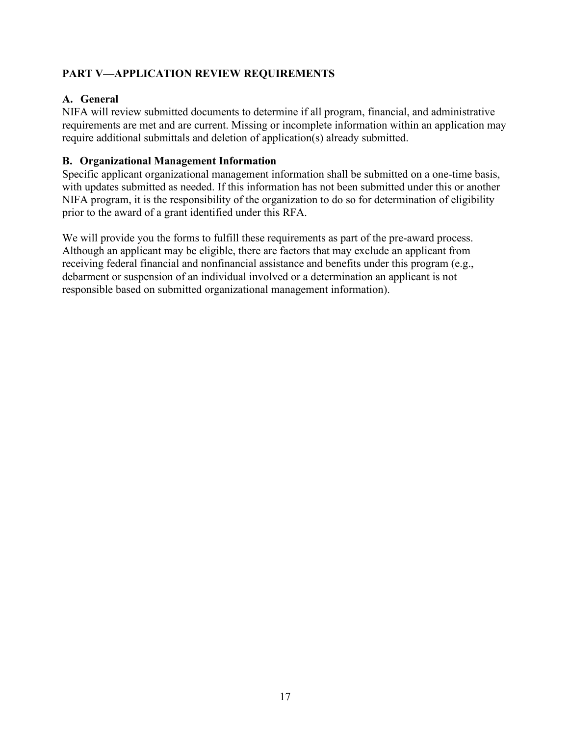## PART V—APPLICATION REVIEW REQUIREMENTS

### A. General

NIFA will review submitted documents to determine if all program, financial, and administrative requirements are met and are current. Missing or incomplete information within an application may require additional submittals and deletion of application(s) already submitted.

### B. Organizational Management Information

Specific applicant organizational management information shall be submitted on a one-time basis, with updates submitted as needed. If this information has not been submitted under this or another NIFA program, it is the responsibility of the organization to do so for determination of eligibility prior to the award of a grant identified under this RFA.

We will provide you the forms to fulfill these requirements as part of the pre-award process. Although an applicant may be eligible, there are factors that may exclude an applicant from receiving federal financial and nonfinancial assistance and benefits under this program (e.g., debarment or suspension of an individual involved or a determination an applicant is not responsible based on submitted organizational management information).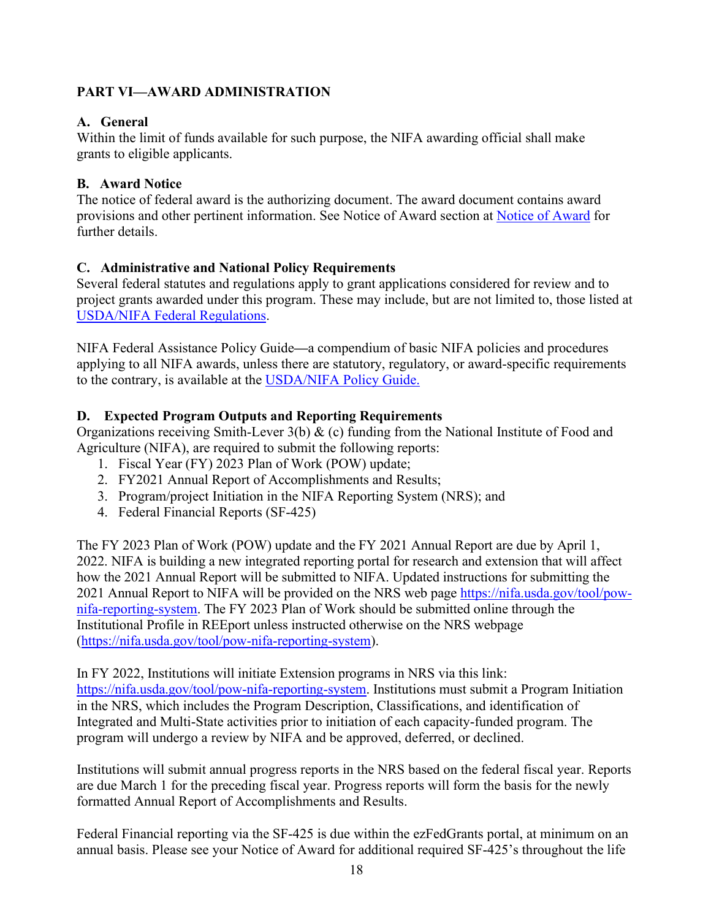## PART VI—AWARD ADMINISTRATION

### A. General

Within the limit of funds available for such purpose, the NIFA awarding official shall make grants to eligible applicants.

### B. Award Notice

The notice of federal award is the authorizing document. The award document contains award provisions and other pertinent information. See Notice of Award section at [Notice of Award](#) for further details.

### C. Administrative and National Policy Requirements

Several federal statutes and regulations apply to grant applications considered for review and to project grants awarded under this program. These may include, but are not limited to, those listed at [USDA/NIFA Federal Regulations](#).

NIFA Federal Assistance Policy Guide—a compendium of basic NIFA policies and procedures applying to all NIFA awards, unless there are statutory, regulatory, or award-specific requirements to the contrary, is available at the [USDA/NIFA Policy Guide.](#)

### D. Expected Program Outputs and Reporting Requirements

Organizations receiving Smith-Lever 3(b) & (c) funding from the National Institute of Food and Agriculture (NIFA), are required to submit the following reports:

1. Fiscal Year (FY) 2023 Plan of Work (POW) update;
2. FY2021 Annual Report of Accomplishments and Results;
3. Program/project Initiation in the NIFA Reporting System (NRS); and
4. Federal Financial Reports (SF-425)

The FY 2023 Plan of Work (POW) update and the FY 2021 Annual Report are due by April 1, 2022. NIFA is building a new integrated reporting portal for research and extension that will affect how the 2021 Annual Report will be submitted to NIFA. Updated instructions for submitting the 2021 Annual Report to NIFA will be provided on the NRS web page https://nifa.usda.gov/tool/pow-nifa-reporting-system. The FY 2023 Plan of Work should be submitted online through the Institutional Profile in REEport unless instructed otherwise on the NRS webpage (https://nifa.usda.gov/tool/pow-nifa-reporting-system).

In FY 2022, Institutions will initiate Extension programs in NRS via this link: https://nifa.usda.gov/tool/pow-nifa-reporting-system. Institutions must submit a Program Initiation in the NRS, which includes the Program Description, Classifications, and identification of Integrated and Multi-State activities prior to initiation of each capacity-funded program. The program will undergo a review by NIFA and be approved, deferred, or declined.

Institutions will submit annual progress reports in the NRS based on the federal fiscal year. Reports are due March 1 for the preceding fiscal year. Progress reports will form the basis for the newly formatted Annual Report of Accomplishments and Results.

Federal Financial reporting via the SF-425 is due within the ezFedGrants portal, at minimum on an annual basis. Please see your Notice of Award for additional required SF-425's throughout the life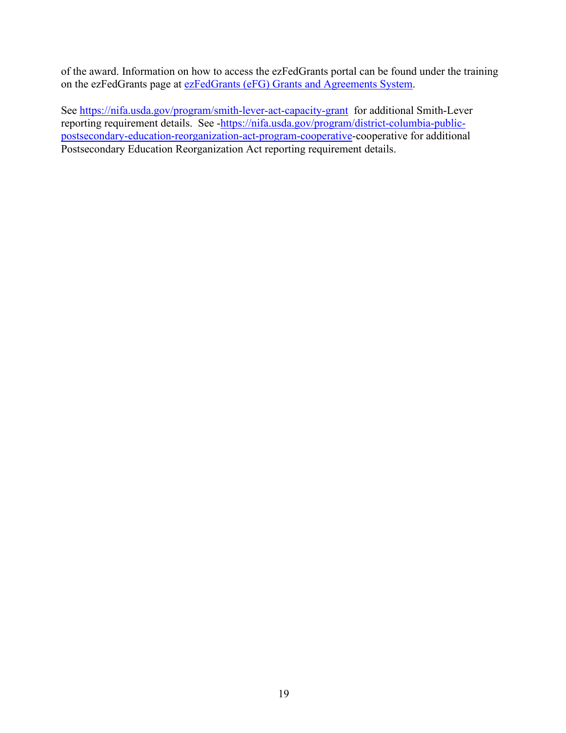of the award. Information on how to access the ezFedGrants portal can be found under the training on the ezFedGrants page at [ezFedGrants (eFG) Grants and Agreements System](ezFedGrants (eFG) Grants and Agreements System).

See https://nifa.usda.gov/program/smith-lever-act-capacity-grant for additional Smith-Lever reporting requirement details. See -https://nifa.usda.gov/program/district-columbia-public-postsecondary-education-reorganization-act-program-cooperative-cooperative for additional Postsecondary Education Reorganization Act reporting requirement details.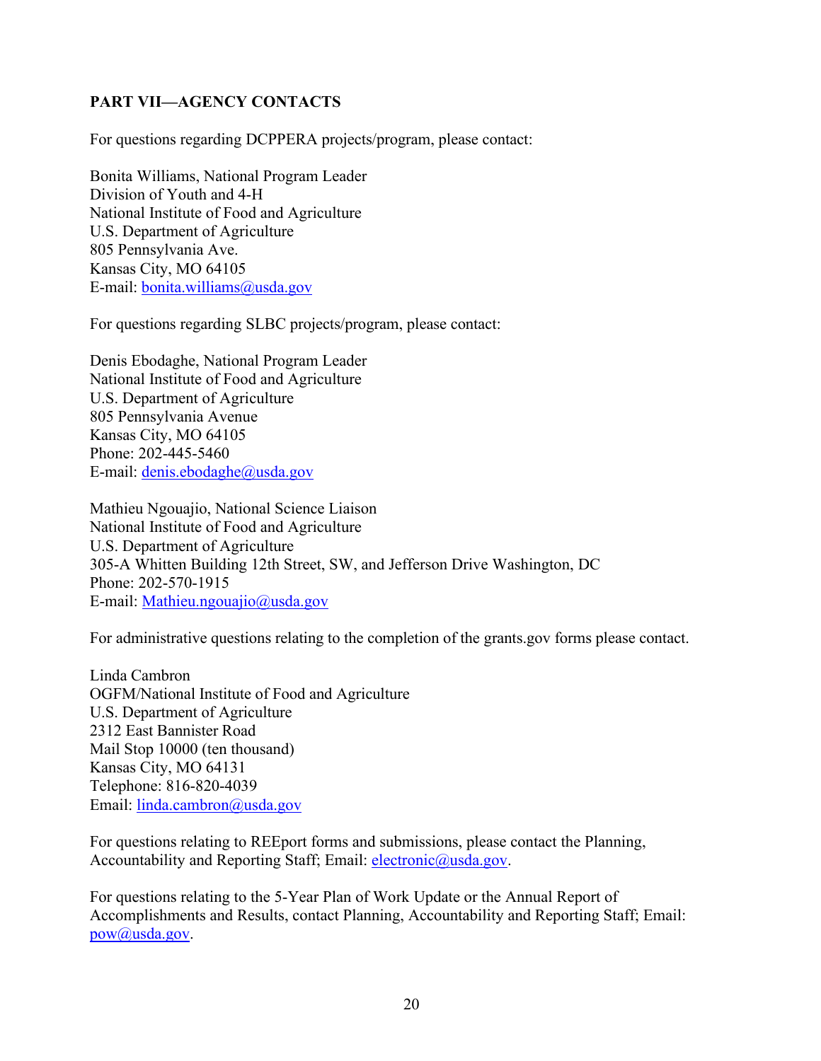## PART VII—AGENCY CONTACTS

For questions regarding DCPPERA projects/program, please contact:

Bonita Williams, National Program Leader
Division of Youth and 4-H
National Institute of Food and Agriculture
U.S. Department of Agriculture
805 Pennsylvania Ave.
Kansas City, MO 64105
E-mail: bonita.williams@usda.gov

For questions regarding SLBC projects/program, please contact:

Denis Ebodaghe, National Program Leader
National Institute of Food and Agriculture
U.S. Department of Agriculture
805 Pennsylvania Avenue
Kansas City, MO 64105
Phone: 202-445-5460
E-mail: denis.ebodaghe@usda.gov

Mathieu Ngouajio, National Science Liaison
National Institute of Food and Agriculture
U.S. Department of Agriculture
305-A Whitten Building 12th Street, SW, and Jefferson Drive Washington, DC
Phone: 202-570-1915
E-mail: Mathieu.ngouajio@usda.gov

For administrative questions relating to the completion of the grants.gov forms please contact.

Linda Cambron
OGFM/National Institute of Food and Agriculture
U.S. Department of Agriculture
2312 East Bannister Road
Mail Stop 10000 (ten thousand)
Kansas City, MO 64131
Telephone: 816-820-4039
Email: linda.cambron@usda.gov

For questions relating to REEport forms and submissions, please contact the Planning, Accountability and Reporting Staff; Email: electronic@usda.gov.

For questions relating to the 5-Year Plan of Work Update or the Annual Report of Accomplishments and Results, contact Planning, Accountability and Reporting Staff; Email: pow@usda.gov.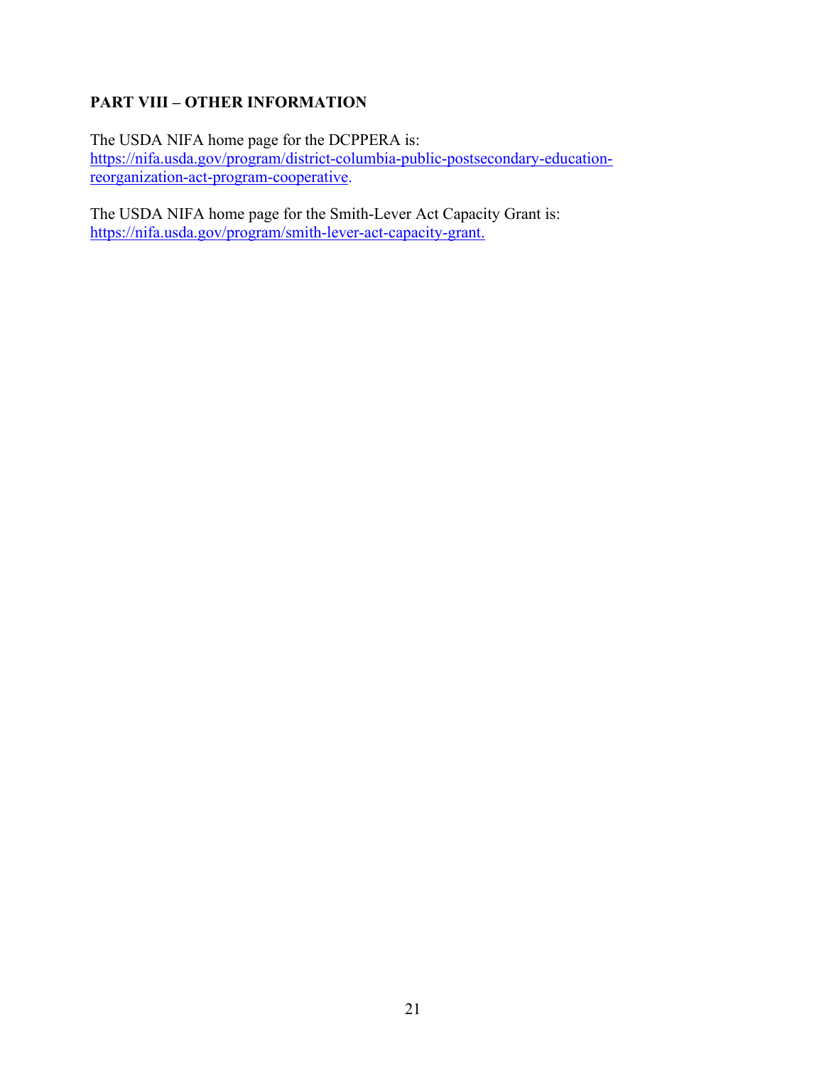## PART VIII – OTHER INFORMATION

The USDA NIFA home page for the DCPPERA is:
https://nifa.usda.gov/program/district-columbia-public-postsecondary-education-reorganization-act-program-cooperative.

The USDA NIFA home page for the Smith-Lever Act Capacity Grant is:
https://nifa.usda.gov/program/smith-lever-act-capacity-grant.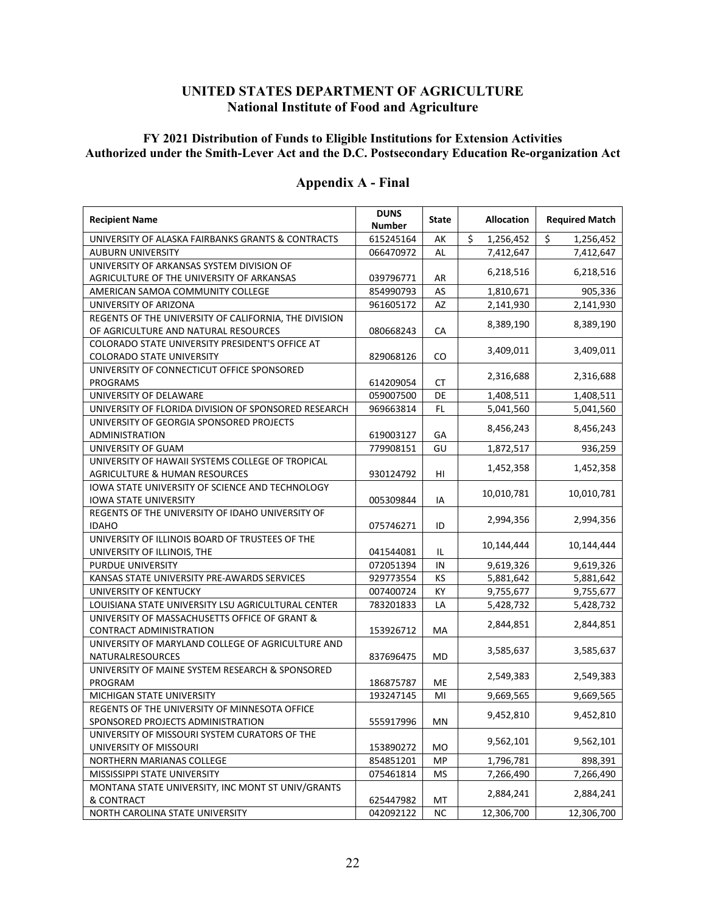**UNITED STATES DEPARTMENT OF AGRICULTURE**
**National Institute of Food and Agriculture**

**FY 2021 Distribution of Funds to Eligible Institutions for Extension Activities Authorized under the Smith-Lever Act and the D.C. Postsecondary Education Re-organization Act**

## Appendix A - Final

| Recipient Name | DUNS Number | State | Allocation | Required Match |
|---|---|---|---|---|
| UNIVERSITY OF ALASKA FAIRBANKS GRANTS & CONTRACTS | 615245164 | AK | $ 1,256,452 | $ 1,256,452 |
| AUBURN UNIVERSITY | 066470972 | AL | 7,412,647 | 7,412,647 |
| UNIVERSITY OF ARKANSAS SYSTEM DIVISION OF AGRICULTURE OF THE UNIVERSITY OF ARKANSAS | 039796771 | AR | 6,218,516 | 6,218,516 |
| AMERICAN SAMOA COMMUNITY COLLEGE | 854990793 | AS | 1,810,671 | 905,336 |
| UNIVERSITY OF ARIZONA | 961605172 | AZ | 2,141,930 | 2,141,930 |
| REGENTS OF THE UNIVERSITY OF CALIFORNIA, THE DIVISION OF AGRICULTURE AND NATURAL RESOURCES | 080668243 | CA | 8,389,190 | 8,389,190 |
| COLORADO STATE UNIVERSITY PRESIDENT'S OFFICE AT COLORADO STATE UNIVERSITY | 829068126 | CO | 3,409,011 | 3,409,011 |
| UNIVERSITY OF CONNECTICUT OFFICE SPONSORED PROGRAMS | 614209054 | CT | 2,316,688 | 2,316,688 |
| UNIVERSITY OF DELAWARE | 059007500 | DE | 1,408,511 | 1,408,511 |
| UNIVERSITY OF FLORIDA DIVISION OF SPONSORED RESEARCH | 969663814 | FL | 5,041,560 | 5,041,560 |
| UNIVERSITY OF GEORGIA SPONSORED PROJECTS ADMINISTRATION | 619003127 | GA | 8,456,243 | 8,456,243 |
| UNIVERSITY OF GUAM | 779908151 | GU | 1,872,517 | 936,259 |
| UNIVERSITY OF HAWAII SYSTEMS COLLEGE OF TROPICAL AGRICULTURE & HUMAN RESOURCES | 930124792 | HI | 1,452,358 | 1,452,358 |
| IOWA STATE UNIVERSITY OF SCIENCE AND TECHNOLOGY IOWA STATE UNIVERSITY | 005309844 | IA | 10,010,781 | 10,010,781 |
| REGENTS OF THE UNIVERSITY OF IDAHO UNIVERSITY OF IDAHO | 075746271 | ID | 2,994,356 | 2,994,356 |
| UNIVERSITY OF ILLINOIS BOARD OF TRUSTEES OF THE UNIVERSITY OF ILLINOIS, THE | 041544081 | IL | 10,144,444 | 10,144,444 |
| PURDUE UNIVERSITY | 072051394 | IN | 9,619,326 | 9,619,326 |
| KANSAS STATE UNIVERSITY PRE-AWARDS SERVICES | 929773554 | KS | 5,881,642 | 5,881,642 |
| UNIVERSITY OF KENTUCKY | 007400724 | KY | 9,755,677 | 9,755,677 |
| LOUISIANA STATE UNIVERSITY LSU AGRICULTURAL CENTER | 783201833 | LA | 5,428,732 | 5,428,732 |
| UNIVERSITY OF MASSACHUSETTS OFFICE OF GRANT & CONTRACT ADMINISTRATION | 153926712 | MA | 2,844,851 | 2,844,851 |
| UNIVERSITY OF MARYLAND COLLEGE OF AGRICULTURE AND NATURALRESOURCES | 837696475 | MD | 3,585,637 | 3,585,637 |
| UNIVERSITY OF MAINE SYSTEM RESEARCH & SPONSORED PROGRAM | 186875787 | ME | 2,549,383 | 2,549,383 |
| MICHIGAN STATE UNIVERSITY | 193247145 | MI | 9,669,565 | 9,669,565 |
| REGENTS OF THE UNIVERSITY OF MINNESOTA OFFICE SPONSORED PROJECTS ADMINISTRATION | 555917996 | MN | 9,452,810 | 9,452,810 |
| UNIVERSITY OF MISSOURI SYSTEM CURATORS OF THE UNIVERSITY OF MISSOURI | 153890272 | MO | 9,562,101 | 9,562,101 |
| NORTHERN MARIANAS COLLEGE | 854851201 | MP | 1,796,781 | 898,391 |
| MISSISSIPPI STATE UNIVERSITY | 075461814 | MS | 7,266,490 | 7,266,490 |
| MONTANA STATE UNIVERSITY, INC MONT ST UNIV/GRANTS & CONTRACT | 625447982 | MT | 2,884,241 | 2,884,241 |
| NORTH CAROLINA STATE UNIVERSITY | 042092122 | NC | 12,306,700 | 12,306,700 |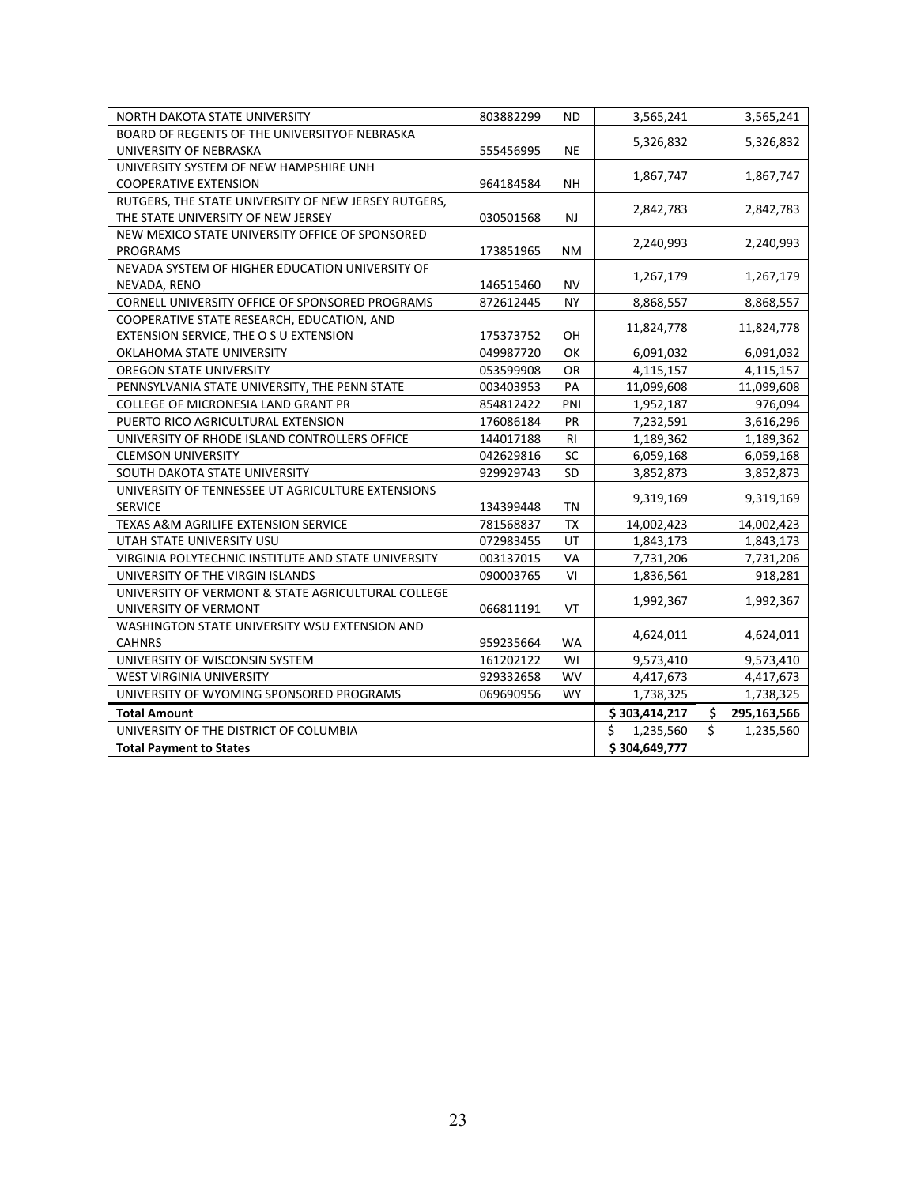| | | | | |
|---|---|---|---|---|
| NORTH DAKOTA STATE UNIVERSITY | 803882299 | ND | 3,565,241 | 3,565,241 |
| BOARD OF REGENTS OF THE UNIVERSITYOF NEBRASKA UNIVERSITY OF NEBRASKA | 555456995 | NE | 5,326,832 | 5,326,832 |
| UNIVERSITY SYSTEM OF NEW HAMPSHIRE UNH COOPERATIVE EXTENSION | 964184584 | NH | 1,867,747 | 1,867,747 |
| RUTGERS, THE STATE UNIVERSITY OF NEW JERSEY RUTGERS, THE STATE UNIVERSITY OF NEW JERSEY | 030501568 | NJ | 2,842,783 | 2,842,783 |
| NEW MEXICO STATE UNIVERSITY OFFICE OF SPONSORED PROGRAMS | 173851965 | NM | 2,240,993 | 2,240,993 |
| NEVADA SYSTEM OF HIGHER EDUCATION UNIVERSITY OF NEVADA, RENO | 146515460 | NV | 1,267,179 | 1,267,179 |
| CORNELL UNIVERSITY OFFICE OF SPONSORED PROGRAMS | 872612445 | NY | 8,868,557 | 8,868,557 |
| COOPERATIVE STATE RESEARCH, EDUCATION, AND EXTENSION SERVICE, THE O S U EXTENSION | 175373752 | OH | 11,824,778 | 11,824,778 |
| OKLAHOMA STATE UNIVERSITY | 049987720 | OK | 6,091,032 | 6,091,032 |
| OREGON STATE UNIVERSITY | 053599908 | OR | 4,115,157 | 4,115,157 |
| PENNSYLVANIA STATE UNIVERSITY, THE PENN STATE | 003403953 | PA | 11,099,608 | 11,099,608 |
| COLLEGE OF MICRONESIA LAND GRANT PR | 854812422 | PNI | 1,952,187 | 976,094 |
| PUERTO RICO AGRICULTURAL EXTENSION | 176086184 | PR | 7,232,591 | 3,616,296 |
| UNIVERSITY OF RHODE ISLAND CONTROLLERS OFFICE | 144017188 | RI | 1,189,362 | 1,189,362 |
| CLEMSON UNIVERSITY | 042629816 | SC | 6,059,168 | 6,059,168 |
| SOUTH DAKOTA STATE UNIVERSITY | 929929743 | SD | 3,852,873 | 3,852,873 |
| UNIVERSITY OF TENNESSEE UT AGRICULTURE EXTENSIONS SERVICE | 134399448 | TN | 9,319,169 | 9,319,169 |
| TEXAS A&M AGRILIFE EXTENSION SERVICE | 781568837 | TX | 14,002,423 | 14,002,423 |
| UTAH STATE UNIVERSITY USU | 072983455 | UT | 1,843,173 | 1,843,173 |
| VIRGINIA POLYTECHNIC INSTITUTE AND STATE UNIVERSITY | 003137015 | VA | 7,731,206 | 7,731,206 |
| UNIVERSITY OF THE VIRGIN ISLANDS | 090003765 | VI | 1,836,561 | 918,281 |
| UNIVERSITY OF VERMONT & STATE AGRICULTURAL COLLEGE UNIVERSITY OF VERMONT | 066811191 | VT | 1,992,367 | 1,992,367 |
| WASHINGTON STATE UNIVERSITY WSU EXTENSION AND CAHNRS | 959235664 | WA | 4,624,011 | 4,624,011 |
| UNIVERSITY OF WISCONSIN SYSTEM | 161202122 | WI | 9,573,410 | 9,573,410 |
| WEST VIRGINIA UNIVERSITY | 929332658 | WV | 4,417,673 | 4,417,673 |
| UNIVERSITY OF WYOMING SPONSORED PROGRAMS | 069690956 | WY | 1,738,325 | 1,738,325 |
| **Total Amount** | | | **$ 303,414,217** | **$ 295,163,566** |
| UNIVERSITY OF THE DISTRICT OF COLUMBIA | | | $ 1,235,560 | $ 1,235,560 |
| **Total Payment to States** | | | **$ 304,649,777** | |